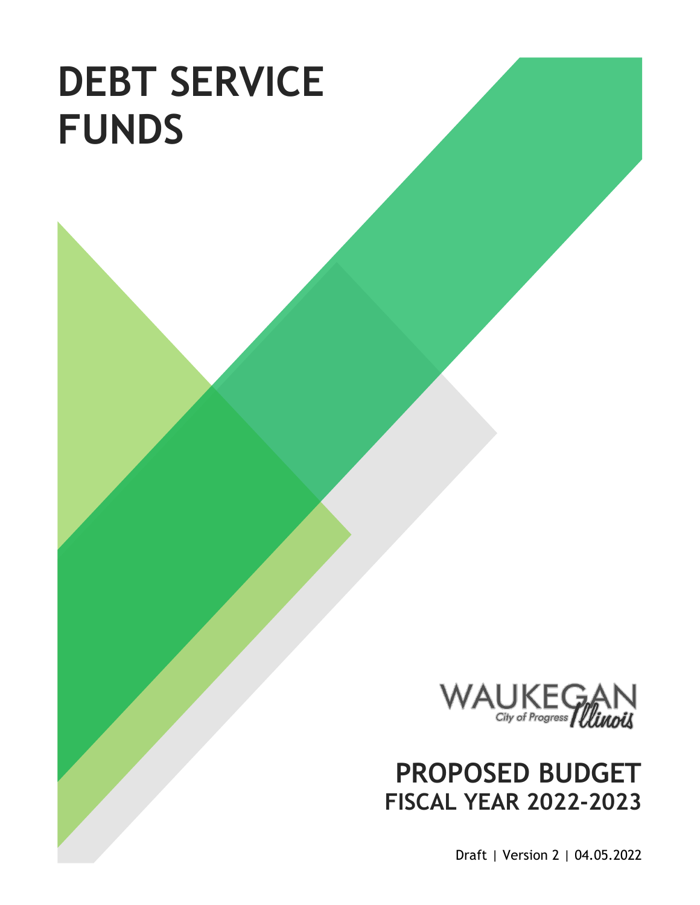# DEBT SERVICE FUNDS

WAUKEGAN City of Progress Illinois

## PROPOSED BUDGET
### FISCAL YEAR 2022-2023

Draft | Version 2 | 04.05.2022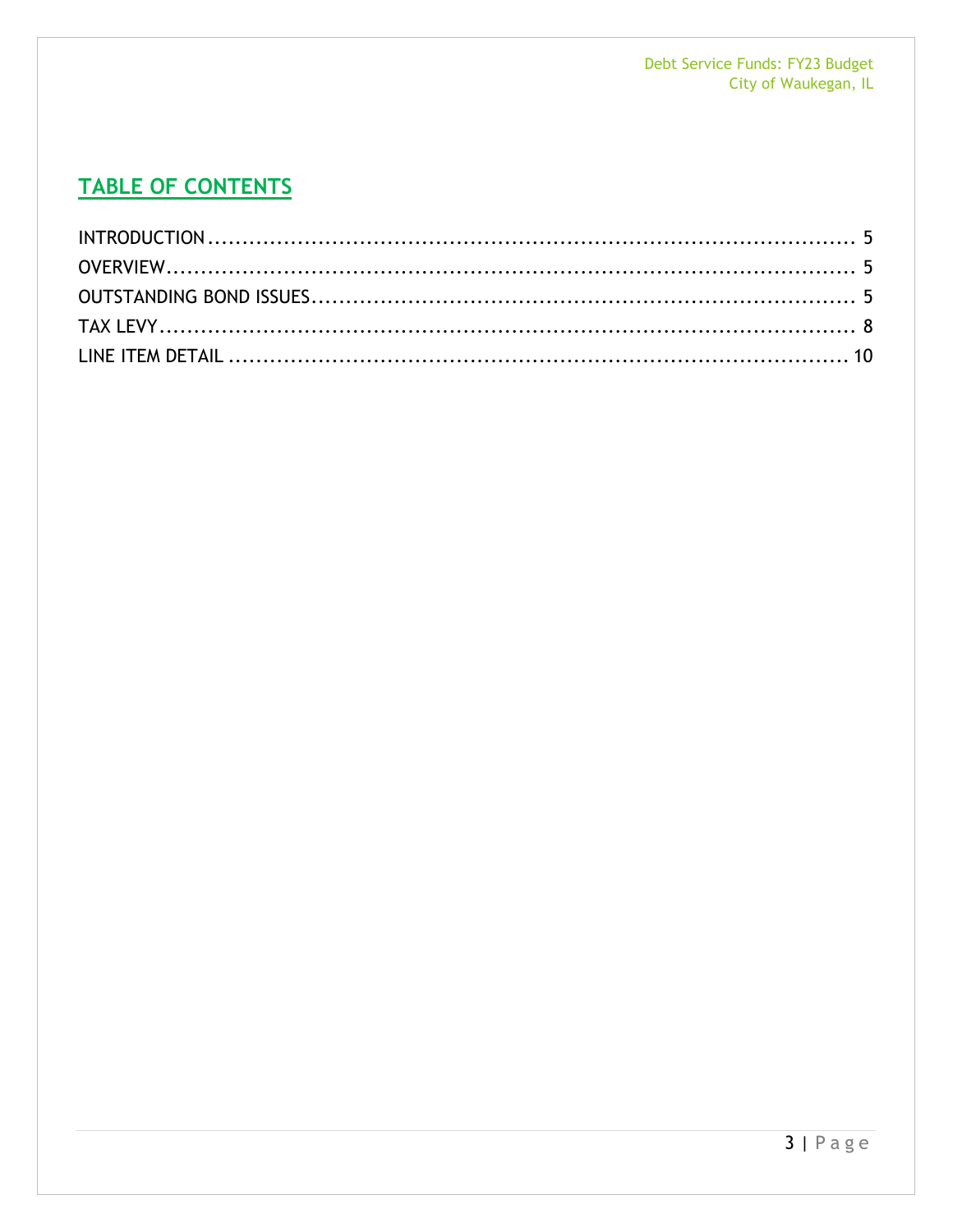## TABLE OF CONTENTS

INTRODUCTION ........................................................................................... 5
OVERVIEW................................................................................................. 5
OUTSTANDING BOND ISSUES......................................................................... 5
TAX LEVY ................................................................................................... 8
LINE ITEM DETAIL ...................................................................................... 10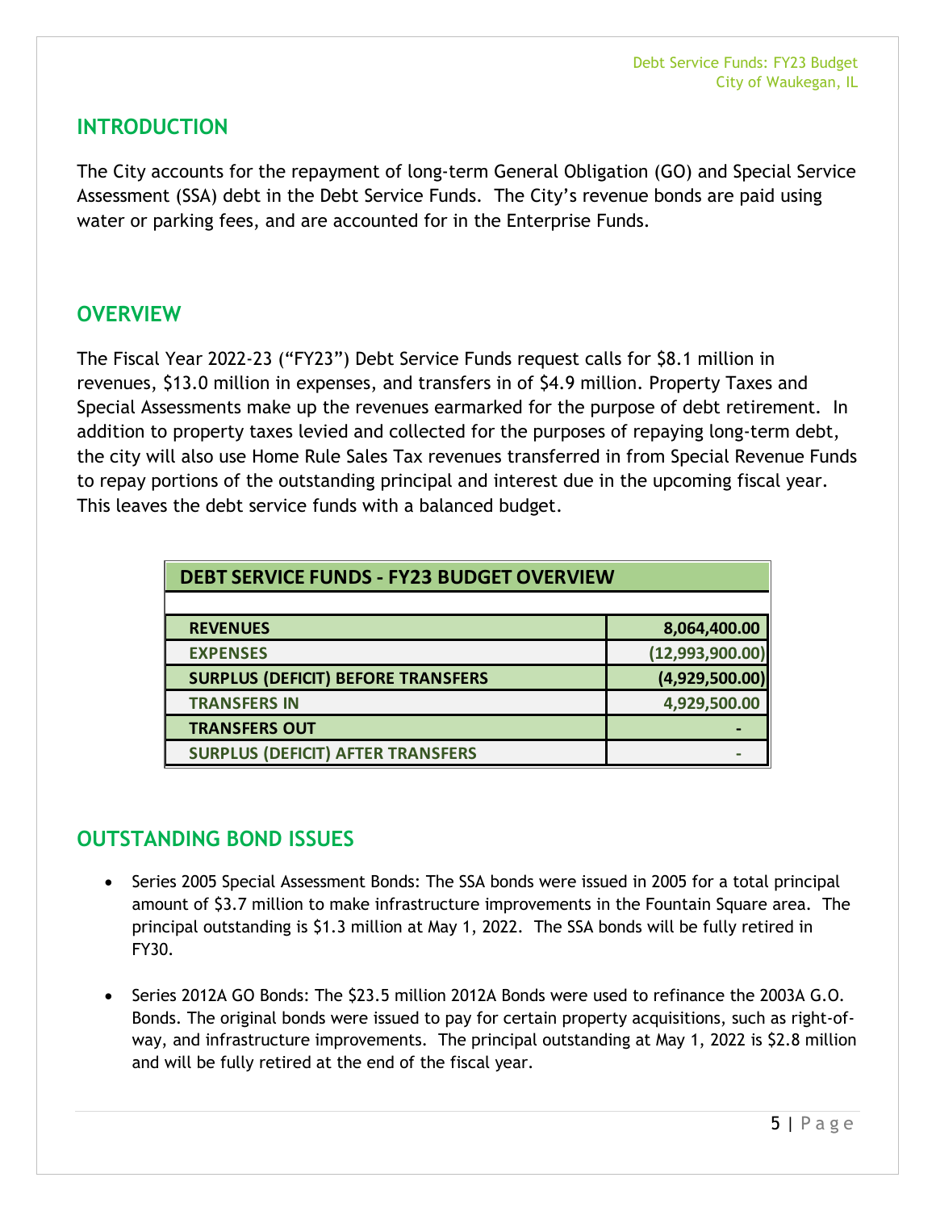## INTRODUCTION

The City accounts for the repayment of long-term General Obligation (GO) and Special Service Assessment (SSA) debt in the Debt Service Funds. The City's revenue bonds are paid using water or parking fees, and are accounted for in the Enterprise Funds.

## OVERVIEW

The Fiscal Year 2022-23 ("FY23") Debt Service Funds request calls for $8.1 million in revenues, $13.0 million in expenses, and transfers in of $4.9 million. Property Taxes and Special Assessments make up the revenues earmarked for the purpose of debt retirement. In addition to property taxes levied and collected for the purposes of repaying long-term debt, the city will also use Home Rule Sales Tax revenues transferred in from Special Revenue Funds to repay portions of the outstanding principal and interest due in the upcoming fiscal year. This leaves the debt service funds with a balanced budget.

| DEBT SERVICE FUNDS - FY23 BUDGET OVERVIEW | |
|---|---|
| REVENUES | 8,064,400.00 |
| EXPENSES | (12,993,900.00) |
| SURPLUS (DEFICIT) BEFORE TRANSFERS | (4,929,500.00) |
| TRANSFERS IN | 4,929,500.00 |
| TRANSFERS OUT | - |
| SURPLUS (DEFICIT) AFTER TRANSFERS | - |

## OUTSTANDING BOND ISSUES

- Series 2005 Special Assessment Bonds: The SSA bonds were issued in 2005 for a total principal amount of $3.7 million to make infrastructure improvements in the Fountain Square area. The principal outstanding is $1.3 million at May 1, 2022. The SSA bonds will be fully retired in FY30.

- Series 2012A GO Bonds: The $23.5 million 2012A Bonds were used to refinance the 2003A G.O. Bonds. The original bonds were issued to pay for certain property acquisitions, such as right-of-way, and infrastructure improvements. The principal outstanding at May 1, 2022 is $2.8 million and will be fully retired at the end of the fiscal year.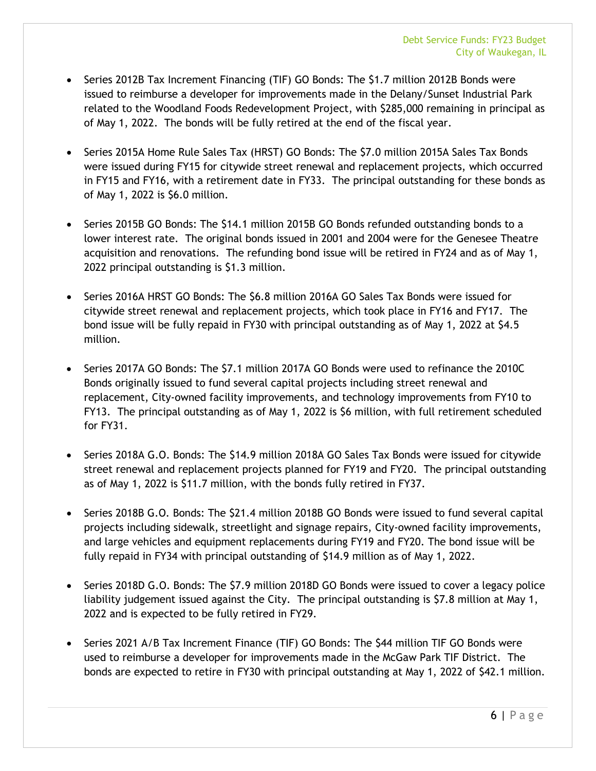- Series 2012B Tax Increment Financing (TIF) GO Bonds: The $1.7 million 2012B Bonds were issued to reimburse a developer for improvements made in the Delany/Sunset Industrial Park related to the Woodland Foods Redevelopment Project, with $285,000 remaining in principal as of May 1, 2022. The bonds will be fully retired at the end of the fiscal year.

- Series 2015A Home Rule Sales Tax (HRST) GO Bonds: The $7.0 million 2015A Sales Tax Bonds were issued during FY15 for citywide street renewal and replacement projects, which occurred in FY15 and FY16, with a retirement date in FY33. The principal outstanding for these bonds as of May 1, 2022 is $6.0 million.

- Series 2015B GO Bonds: The $14.1 million 2015B GO Bonds refunded outstanding bonds to a lower interest rate. The original bonds issued in 2001 and 2004 were for the Genesee Theatre acquisition and renovations. The refunding bond issue will be retired in FY24 and as of May 1, 2022 principal outstanding is $1.3 million.

- Series 2016A HRST GO Bonds: The $6.8 million 2016A GO Sales Tax Bonds were issued for citywide street renewal and replacement projects, which took place in FY16 and FY17. The bond issue will be fully repaid in FY30 with principal outstanding as of May 1, 2022 at $4.5 million.

- Series 2017A GO Bonds: The $7.1 million 2017A GO Bonds were used to refinance the 2010C Bonds originally issued to fund several capital projects including street renewal and replacement, City-owned facility improvements, and technology improvements from FY10 to FY13. The principal outstanding as of May 1, 2022 is $6 million, with full retirement scheduled for FY31.

- Series 2018A G.O. Bonds: The $14.9 million 2018A GO Sales Tax Bonds were issued for citywide street renewal and replacement projects planned for FY19 and FY20. The principal outstanding as of May 1, 2022 is $11.7 million, with the bonds fully retired in FY37.

- Series 2018B G.O. Bonds: The $21.4 million 2018B GO Bonds were issued to fund several capital projects including sidewalk, streetlight and signage repairs, City-owned facility improvements, and large vehicles and equipment replacements during FY19 and FY20. The bond issue will be fully repaid in FY34 with principal outstanding of $14.9 million as of May 1, 2022.

- Series 2018D G.O. Bonds: The $7.9 million 2018D GO Bonds were issued to cover a legacy police liability judgement issued against the City. The principal outstanding is $7.8 million at May 1, 2022 and is expected to be fully retired in FY29.

- Series 2021 A/B Tax Increment Finance (TIF) GO Bonds: The $44 million TIF GO Bonds were used to reimburse a developer for improvements made in the McGaw Park TIF District. The bonds are expected to retire in FY30 with principal outstanding at May 1, 2022 of $42.1 million.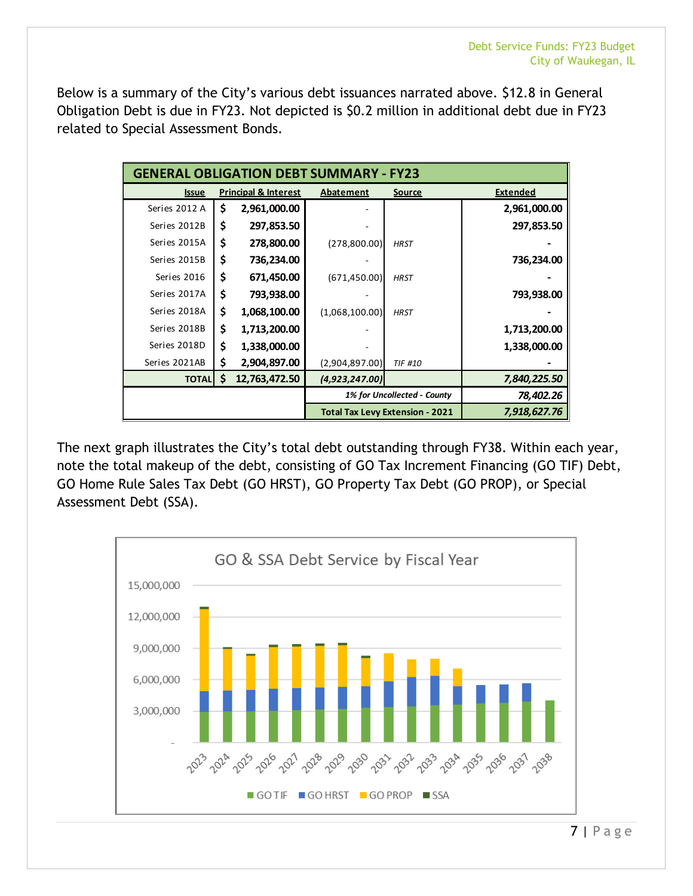Below is a summary of the City's various debt issuances narrated above. $12.8 in General Obligation Debt is due in FY23. Not depicted is $0.2 million in additional debt due in FY23 related to Special Assessment Bonds.

| GENERAL OBLIGATION DEBT SUMMARY - FY23 | | | | |
|---|---|---|---|---|
| **Issue** | **Principal & Interest** | **Abatement** | **Source** | **Extended** |
| Series 2012 A | $ 2,961,000.00 | - | | 2,961,000.00 |
| Series 2012B | $ 297,853.50 | - | | 297,853.50 |
| Series 2015A | $ 278,800.00 | (278,800.00) | *HRST* | - |
| Series 2015B | $ 736,234.00 | - | | 736,234.00 |
| Series 2016 | $ 671,450.00 | (671,450.00) | *HRST* | - |
| Series 2017A | $ 793,938.00 | - | | 793,938.00 |
| Series 2018A | $ 1,068,100.00 | (1,068,100.00) | *HRST* | - |
| Series 2018B | $ 1,713,200.00 | - | | 1,713,200.00 |
| Series 2018D | $ 1,338,000.00 | - | | 1,338,000.00 |
| Series 2021AB | $ 2,904,897.00 | (2,904,897.00) | *TIF #10* | - |
| **TOTAL** | **$ 12,763,472.50** | ***(4,923,247.00)*** | | ***7,840,225.50*** |
| | | *1% for Uncollected - County* | | *78,402.26* |
| | | **Total Tax Levy Extension - 2021** | | ***7,918,627.76*** |

The next graph illustrates the City's total debt outstanding through FY38. Within each year, note the total makeup of the debt, consisting of GO Tax Increment Financing (GO TIF) Debt, GO Home Rule Sales Tax Debt (GO HRST), GO Property Tax Debt (GO PROP), or Special Assessment Debt (SSA).

GO & SSA Debt Service by Fiscal Year

Legend: GO TIF, GO HRST, GO PROP, SSA (fiscal years 2023–2038)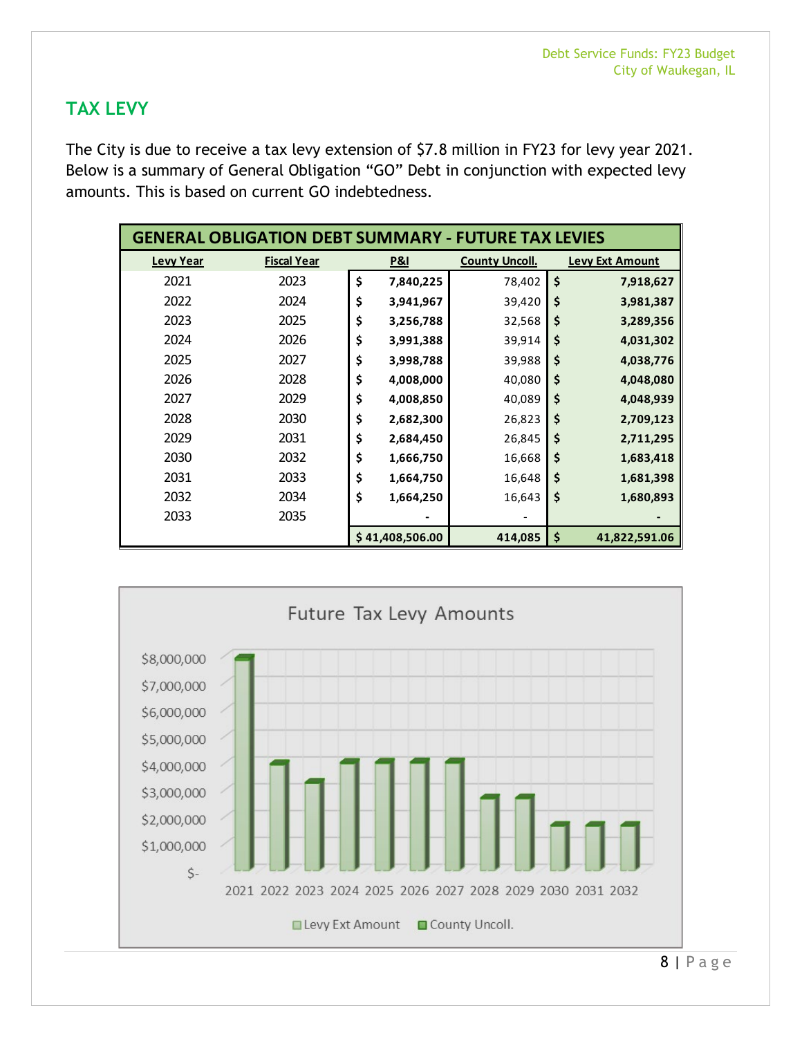## TAX LEVY

The City is due to receive a tax levy extension of $7.8 million in FY23 for levy year 2021. Below is a summary of General Obligation "GO" Debt in conjunction with expected levy amounts. This is based on current GO indebtedness.

| GENERAL OBLIGATION DEBT SUMMARY - FUTURE TAX LEVIES | | | | |
|---|---|---|---|---|
| **Levy Year** | **Fiscal Year** | **P&I** | **County Uncoll.** | **Levy Ext Amount** |
| 2021 | 2023 | $ 7,840,225 | 78,402 | $ 7,918,627 |
| 2022 | 2024 | $ 3,941,967 | 39,420 | $ 3,981,387 |
| 2023 | 2025 | $ 3,256,788 | 32,568 | $ 3,289,356 |
| 2024 | 2026 | $ 3,991,388 | 39,914 | $ 4,031,302 |
| 2025 | 2027 | $ 3,998,788 | 39,988 | $ 4,038,776 |
| 2026 | 2028 | $ 4,008,000 | 40,080 | $ 4,048,080 |
| 2027 | 2029 | $ 4,008,850 | 40,089 | $ 4,048,939 |
| 2028 | 2030 | $ 2,682,300 | 26,823 | $ 2,709,123 |
| 2029 | 2031 | $ 2,684,450 | 26,845 | $ 2,711,295 |
| 2030 | 2032 | $ 1,666,750 | 16,668 | $ 1,683,418 |
| 2031 | 2033 | $ 1,664,750 | 16,648 | $ 1,681,398 |
| 2032 | 2034 | $ 1,664,250 | 16,643 | $ 1,680,893 |
| 2033 | 2035 | - | - | - |
| | | $ 41,408,506.00 | 414,085 | $ 41,822,591.06 |

**Future Tax Levy Amounts**

| Levy Year | Levy Ext Amount |
|---|---|
| 2021 | $7,918,627 |
| 2022 | $3,981,387 |
| 2023 | $3,289,356 |
| 2024 | $4,031,302 |
| 2025 | $4,038,776 |
| 2026 | $4,048,080 |
| 2027 | $4,048,939 |
| 2028 | $2,709,123 |
| 2029 | $2,711,295 |
| 2030 | $1,683,418 |
| 2031 | $1,681,398 |
| 2032 | $1,680,893 |

Legend: Levy Ext Amount, County Uncoll.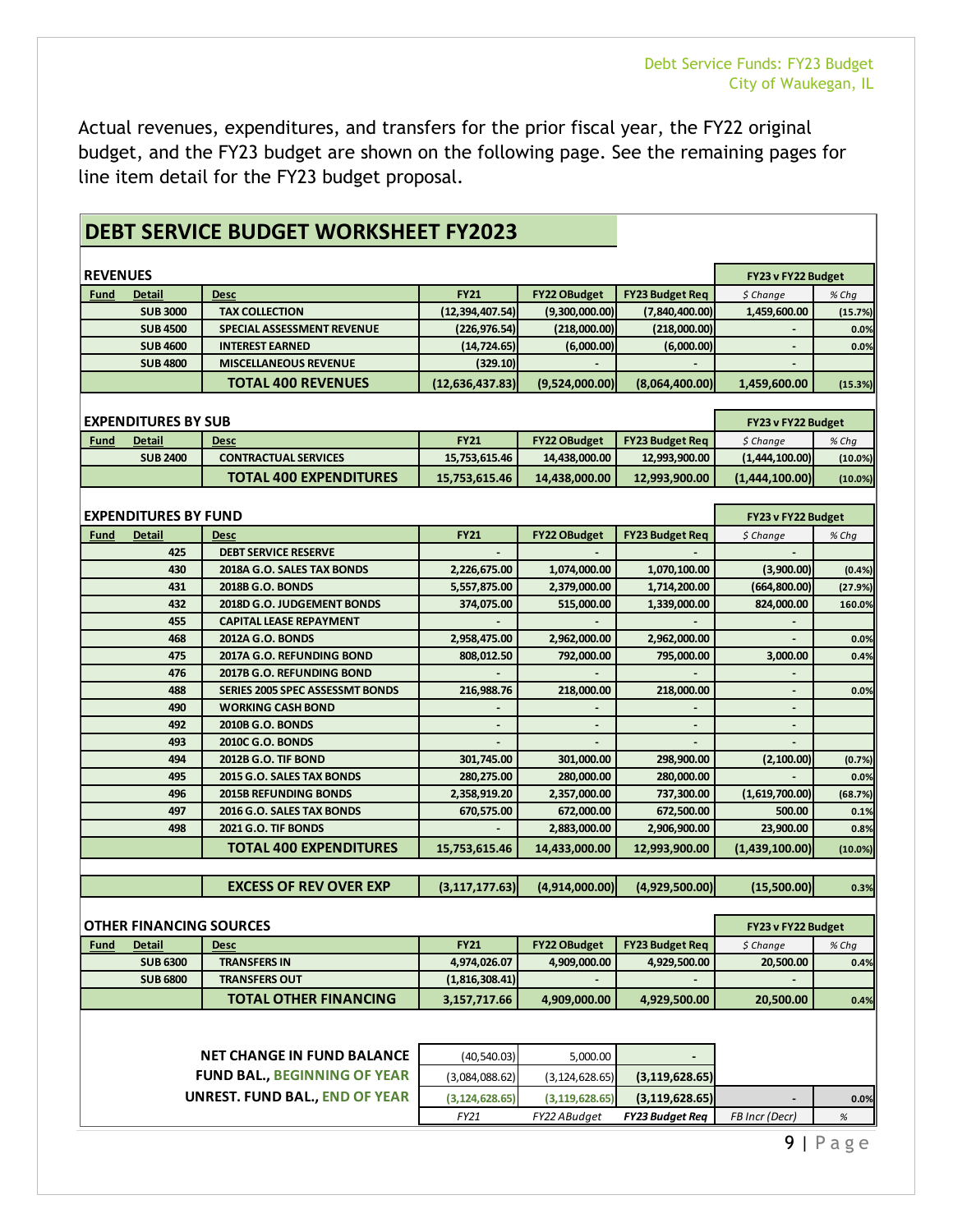Actual revenues, expenditures, and transfers for the prior fiscal year, the FY22 original budget, and the FY23 budget are shown on the following page. See the remaining pages for line item detail for the FY23 budget proposal.

## DEBT SERVICE BUDGET WORKSHEET FY2023

| REVENUES | | | | | | FY23 v FY22 Budget | |
|---|---|---|---|---|---|---|---|
| **Fund** | **Detail** | **Desc** | **FY21** | **FY22 OBudget** | **FY23 Budget Req** | *$ Change* | *% Chg* |
| | SUB 3000 | TAX COLLECTION | (12,394,407.54) | (9,300,000.00) | (7,840,400.00) | 1,459,600.00 | (15.7%) |
| | SUB 4500 | SPECIAL ASSESSMENT REVENUE | (226,976.54) | (218,000.00) | (218,000.00) | - | 0.0% |
| | SUB 4600 | INTEREST EARNED | (14,724.65) | (6,000.00) | (6,000.00) | - | 0.0% |
| | SUB 4800 | MISCELLANEOUS REVENUE | (329.10) | - | - | - | |
| | | **TOTAL 400 REVENUES** | **(12,636,437.83)** | **(9,524,000.00)** | **(8,064,400.00)** | **1,459,600.00** | **(15.3%)** |

| EXPENDITURES BY SUB | | | | | | FY23 v FY22 Budget | |
|---|---|---|---|---|---|---|---|
| **Fund** | **Detail** | **Desc** | **FY21** | **FY22 OBudget** | **FY23 Budget Req** | *$ Change* | *% Chg* |
| | SUB 2400 | CONTRACTUAL SERVICES | 15,753,615.46 | 14,438,000.00 | 12,993,900.00 | (1,444,100.00) | (10.0%) |
| | | **TOTAL 400 EXPENDITURES** | **15,753,615.46** | **14,438,000.00** | **12,993,900.00** | **(1,444,100.00)** | **(10.0%)** |

| EXPENDITURES BY FUND | | | | | | FY23 v FY22 Budget | |
|---|---|---|---|---|---|---|---|
| **Fund** | **Detail** | **Desc** | **FY21** | **FY22 OBudget** | **FY23 Budget Req** | *$ Change* | *% Chg* |
| | 425 | DEBT SERVICE RESERVE | - | - | - | - | |
| | 430 | 2018A G.O. SALES TAX BONDS | 2,226,675.00 | 1,074,000.00 | 1,070,100.00 | (3,900.00) | (0.4%) |
| | 431 | 2018B G.O. BONDS | 5,557,875.00 | 2,379,000.00 | 1,714,200.00 | (664,800.00) | (27.9%) |
| | 432 | 2018D G.O. JUDGEMENT BONDS | 374,075.00 | 515,000.00 | 1,339,000.00 | 824,000.00 | 160.0% |
| | 455 | CAPITAL LEASE REPAYMENT | - | - | - | - | |
| | 468 | 2012A G.O. BONDS | 2,958,475.00 | 2,962,000.00 | 2,962,000.00 | - | 0.0% |
| | 475 | 2017A G.O. REFUNDING BOND | 808,012.50 | 792,000.00 | 795,000.00 | 3,000.00 | 0.4% |
| | 476 | 2017B G.O. REFUNDING BOND | - | - | - | - | |
| | 488 | SERIES 2005 SPEC ASSESSMT BONDS | 216,988.76 | 218,000.00 | 218,000.00 | - | 0.0% |
| | 490 | WORKING CASH BOND | - | - | - | - | |
| | 492 | 2010B G.O. BONDS | - | - | - | - | |
| | 493 | 2010C G.O. BONDS | - | - | - | - | |
| | 494 | 2012B G.O. TIF BOND | 301,745.00 | 301,000.00 | 298,900.00 | (2,100.00) | (0.7%) |
| | 495 | 2015 G.O. SALES TAX BONDS | 280,275.00 | 280,000.00 | 280,000.00 | - | 0.0% |
| | 496 | 2015B REFUNDING BONDS | 2,358,919.20 | 2,357,000.00 | 737,300.00 | (1,619,700.00) | (68.7%) |
| | 497 | 2016 G.O. SALES TAX BONDS | 670,575.00 | 672,000.00 | 672,500.00 | 500.00 | 0.1% |
| | 498 | 2021 G.O. TIF BONDS | - | 2,883,000.00 | 2,906,900.00 | 23,900.00 | 0.8% |
| | | **TOTAL 400 EXPENDITURES** | **15,753,615.46** | **14,433,000.00** | **12,993,900.00** | **(1,439,100.00)** | **(10.0%)** |
| | | **EXCESS OF REV OVER EXP** | **(3,117,177.63)** | **(4,914,000.00)** | **(4,929,500.00)** | **(15,500.00)** | **0.3%** |

| OTHER FINANCING SOURCES | | | | | | FY23 v FY22 Budget | |
|---|---|---|---|---|---|---|---|
| **Fund** | **Detail** | **Desc** | **FY21** | **FY22 OBudget** | **FY23 Budget Req** | *$ Change* | *% Chg* |
| | SUB 6300 | TRANSFERS IN | 4,974,026.07 | 4,909,000.00 | 4,929,500.00 | 20,500.00 | 0.4% |
| | SUB 6800 | TRANSFERS OUT | (1,816,308.41) | - | - | - | |
| | | **TOTAL OTHER FINANCING** | **3,157,717.66** | **4,909,000.00** | **4,929,500.00** | **20,500.00** | **0.4%** |

| | | | | |
|---|---|---|---|---|
| **NET CHANGE IN FUND BALANCE** | (40,540.03) | 5,000.00 | - | | |
| **FUND BAL., BEGINNING OF YEAR** | (3,084,088.62) | (3,124,628.65) | **(3,119,628.65)** | | |
| **UNREST. FUND BAL., END OF YEAR** | **(3,124,628.65)** | **(3,119,628.65)** | **(3,119,628.65)** | - | 0.0% |
| | *FY21* | *FY22 ABudget* | ***FY23 Budget Req*** | *FB Incr (Decr)* | *%* |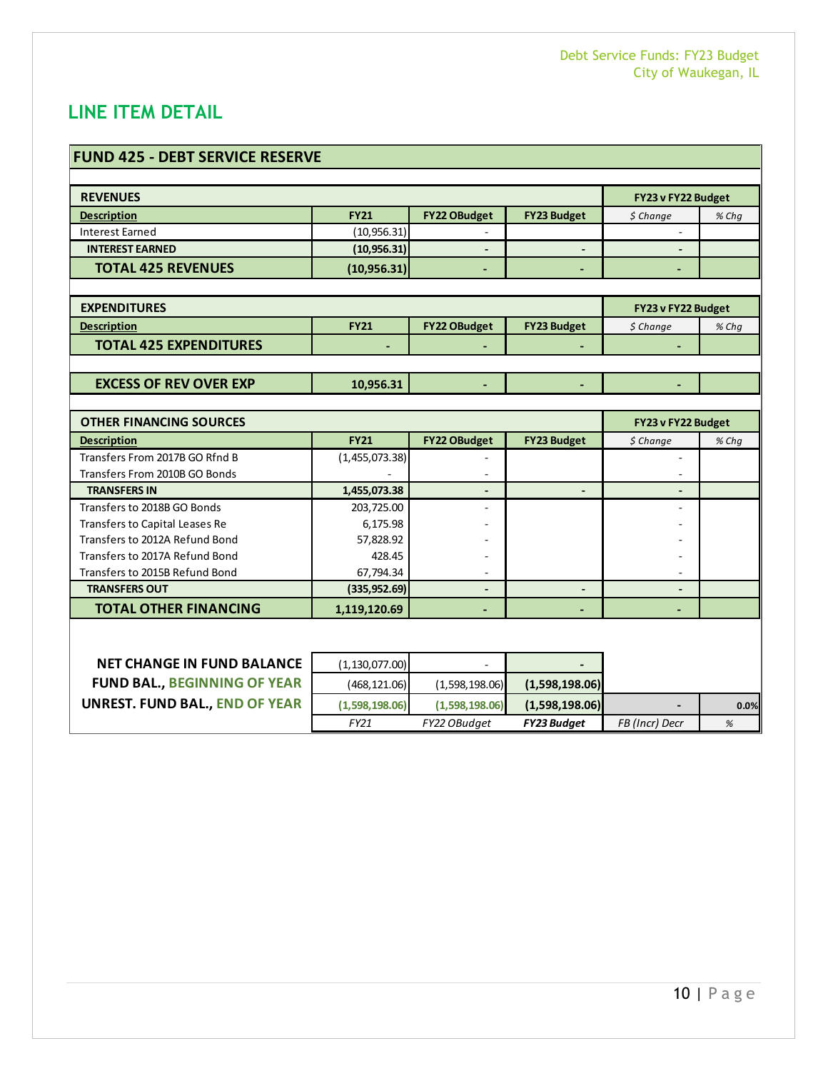## LINE ITEM DETAIL

### FUND 425 - DEBT SERVICE RESERVE

| REVENUES | | | | FY23 v FY22 Budget | |
|---|---|---|---|---|---|
| Description | FY21 | FY22 OBudget | FY23 Budget | $ Change | % Chg |
| Interest Earned | (10,956.31) | - | | - | |
| **INTEREST EARNED** | **(10,956.31)** | - | - | - | |
| **TOTAL 425 REVENUES** | **(10,956.31)** | - | - | - | |

| EXPENDITURES | | | | FY23 v FY22 Budget | |
|---|---|---|---|---|---|
| Description | FY21 | FY22 OBudget | FY23 Budget | $ Change | % Chg |
| **TOTAL 425 EXPENDITURES** | - | - | - | - | |

| | | | | | |
|---|---|---|---|---|---|
| **EXCESS OF REV OVER EXP** | **10,956.31** | - | - | - | |

| OTHER FINANCING SOURCES | | | | FY23 v FY22 Budget | |
|---|---|---|---|---|---|
| Description | FY21 | FY22 OBudget | FY23 Budget | $ Change | % Chg |
| Transfers From 2017B GO Rfnd B | (1,455,073.38) | - | | - | |
| Transfers From 2010B GO Bonds | - | - | | - | |
| **TRANSFERS IN** | **1,455,073.38** | - | - | - | |
| Transfers to 2018B GO Bonds | 203,725.00 | - | | - | |
| Transfers to Capital Leases Re | 6,175.98 | - | | - | |
| Transfers to 2012A Refund Bond | 57,828.92 | - | | - | |
| Transfers to 2017A Refund Bond | 428.45 | - | | - | |
| Transfers to 2015B Refund Bond | 67,794.34 | - | | - | |
| **TRANSFERS OUT** | **(335,952.69)** | - | - | - | |
| **TOTAL OTHER FINANCING** | **1,119,120.69** | - | - | - | |

| | | | | | |
|---|---|---|---|---|---|
| **NET CHANGE IN FUND BALANCE** | (1,130,077.00) | - | - | | |
| **FUND BAL., BEGINNING OF YEAR** | (468,121.06) | (1,598,198.06) | **(1,598,198.06)** | | |
| **UNREST. FUND BAL., END OF YEAR** | **(1,598,198.06)** | **(1,598,198.06)** | **(1,598,198.06)** | - | 0.0% |
| | *FY21* | *FY22 OBudget* | ***FY23 Budget*** | *FB (Incr) Decr* | *%* |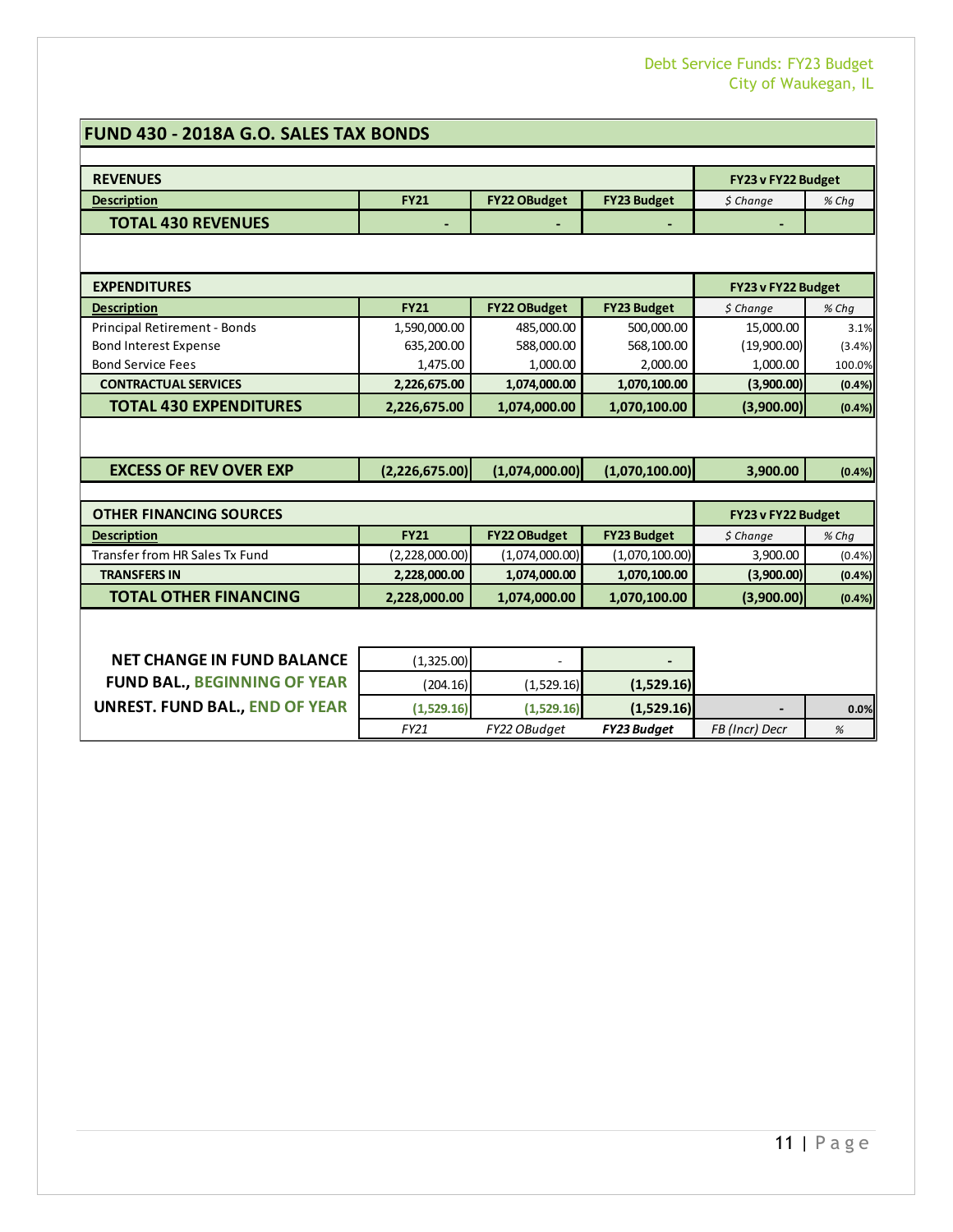## FUND 430 - 2018A G.O. SALES TAX BONDS

| REVENUES | | | | FY23 v FY22 Budget | |
|---|---|---|---|---|---|
| Description | FY21 | FY22 OBudget | FY23 Budget | $ Change | % Chg |
| **TOTAL 430 REVENUES** | - | - | - | - | |

| EXPENDITURES | | | | FY23 v FY22 Budget | |
|---|---|---|---|---|---|
| Description | FY21 | FY22 OBudget | FY23 Budget | $ Change | % Chg |
| Principal Retirement - Bonds | 1,590,000.00 | 485,000.00 | 500,000.00 | 15,000.00 | 3.1% |
| Bond Interest Expense | 635,200.00 | 588,000.00 | 568,100.00 | (19,900.00) | (3.4%) |
| Bond Service Fees | 1,475.00 | 1,000.00 | 2,000.00 | 1,000.00 | 100.0% |
| **CONTRACTUAL SERVICES** | **2,226,675.00** | **1,074,000.00** | **1,070,100.00** | **(3,900.00)** | **(0.4%)** |
| **TOTAL 430 EXPENDITURES** | **2,226,675.00** | **1,074,000.00** | **1,070,100.00** | **(3,900.00)** | **(0.4%)** |

| | | | | | |
|---|---|---|---|---|---|
| **EXCESS OF REV OVER EXP** | **(2,226,675.00)** | **(1,074,000.00)** | **(1,070,100.00)** | **3,900.00** | **(0.4%)** |

| OTHER FINANCING SOURCES | | | | FY23 v FY22 Budget | |
|---|---|---|---|---|---|
| Description | FY21 | FY22 OBudget | FY23 Budget | $ Change | % Chg |
| Transfer from HR Sales Tx Fund | (2,228,000.00) | (1,074,000.00) | (1,070,100.00) | 3,900.00 | (0.4%) |
| **TRANSFERS IN** | **2,228,000.00** | **1,074,000.00** | **1,070,100.00** | **(3,900.00)** | **(0.4%)** |
| **TOTAL OTHER FINANCING** | **2,228,000.00** | **1,074,000.00** | **1,070,100.00** | **(3,900.00)** | **(0.4%)** |

| | | | | | |
|---|---|---|---|---|---|
| **NET CHANGE IN FUND BALANCE** | (1,325.00) | - | - | | |
| **FUND BAL., BEGINNING OF YEAR** | (204.16) | (1,529.16) | **(1,529.16)** | | |
| **UNREST. FUND BAL., END OF YEAR** | **(1,529.16)** | **(1,529.16)** | **(1,529.16)** | - | 0.0% |
| | *FY21* | *FY22 OBudget* | ***FY23 Budget*** | *FB (Incr) Decr* | *%* |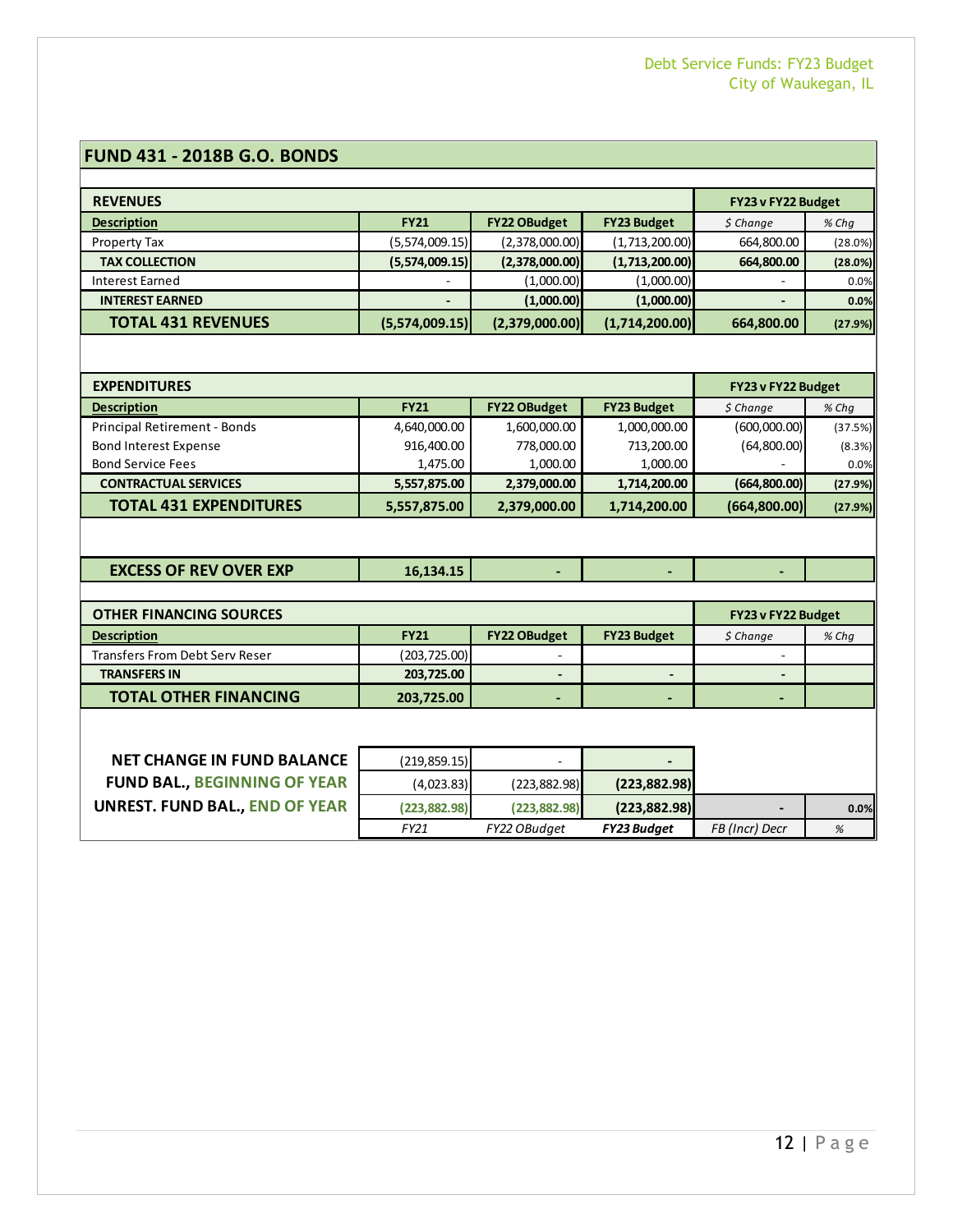## FUND 431 - 2018B G.O. BONDS

| REVENUES | | | | FY23 v FY22 Budget | |
|---|---|---|---|---|---|
| **Description** | **FY21** | **FY22 OBudget** | **FY23 Budget** | *$ Change* | *% Chg* |
| Property Tax | (5,574,009.15) | (2,378,000.00) | (1,713,200.00) | 664,800.00 | (28.0%) |
| **TAX COLLECTION** | **(5,574,009.15)** | **(2,378,000.00)** | **(1,713,200.00)** | **664,800.00** | **(28.0%)** |
| Interest Earned | - | (1,000.00) | (1,000.00) | - | 0.0% |
| **INTEREST EARNED** | **-** | **(1,000.00)** | **(1,000.00)** | **-** | **0.0%** |
| **TOTAL 431 REVENUES** | **(5,574,009.15)** | **(2,379,000.00)** | **(1,714,200.00)** | **664,800.00** | **(27.9%)** |

| EXPENDITURES | | | | FY23 v FY22 Budget | |
|---|---|---|---|---|---|
| **Description** | **FY21** | **FY22 OBudget** | **FY23 Budget** | *$ Change* | *% Chg* |
| Principal Retirement - Bonds | 4,640,000.00 | 1,600,000.00 | 1,000,000.00 | (600,000.00) | (37.5%) |
| Bond Interest Expense | 916,400.00 | 778,000.00 | 713,200.00 | (64,800.00) | (8.3%) |
| Bond Service Fees | 1,475.00 | 1,000.00 | 1,000.00 | - | 0.0% |
| **CONTRACTUAL SERVICES** | **5,557,875.00** | **2,379,000.00** | **1,714,200.00** | **(664,800.00)** | **(27.9%)** |
| **TOTAL 431 EXPENDITURES** | **5,557,875.00** | **2,379,000.00** | **1,714,200.00** | **(664,800.00)** | **(27.9%)** |
| | | | | | |
| **EXCESS OF REV OVER EXP** | **16,134.15** | **-** | **-** | **-** | |

| OTHER FINANCING SOURCES | | | | FY23 v FY22 Budget | |
|---|---|---|---|---|---|
| **Description** | **FY21** | **FY22 OBudget** | **FY23 Budget** | *$ Change* | *% Chg* |
| Transfers From Debt Serv Reser | (203,725.00) | - | | - | |
| **TRANSFERS IN** | **203,725.00** | **-** | **-** | **-** | |
| **TOTAL OTHER FINANCING** | **203,725.00** | **-** | **-** | **-** | |

| | | | | | |
|---|---|---|---|---|---|
| **NET CHANGE IN FUND BALANCE** | (219,859.15) | - | **-** | | |
| **FUND BAL., BEGINNING OF YEAR** | (4,023.83) | (223,882.98) | **(223,882.98)** | | |
| **UNREST. FUND BAL., END OF YEAR** | **(223,882.98)** | **(223,882.98)** | **(223,882.98)** | **-** | **0.0%** |
| | *FY21* | *FY22 OBudget* | ***FY23 Budget*** | *FB (Incr) Decr* | *%* |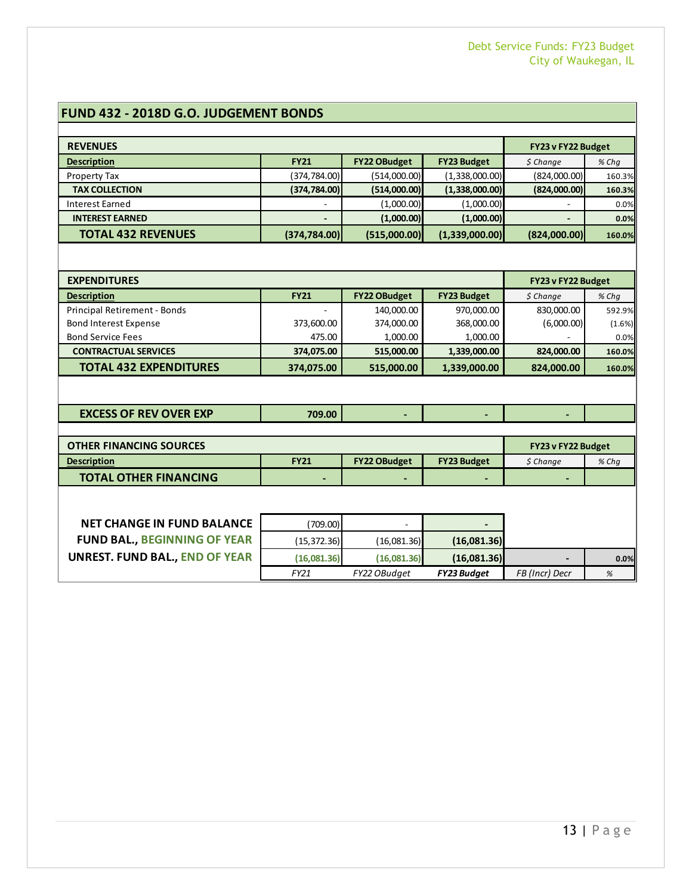## FUND 432 - 2018D G.O. JUDGEMENT BONDS

| REVENUES | | | | FY23 v FY22 Budget | |
|---|---|---|---|---|---|
| **Description** | **FY21** | **FY22 OBudget** | **FY23 Budget** | *$ Change* | *% Chg* |
| Property Tax | (374,784.00) | (514,000.00) | (1,338,000.00) | (824,000.00) | 160.3% |
| **TAX COLLECTION** | **(374,784.00)** | **(514,000.00)** | **(1,338,000.00)** | **(824,000.00)** | **160.3%** |
| Interest Earned | - | (1,000.00) | (1,000.00) | - | 0.0% |
| **INTEREST EARNED** | **-** | **(1,000.00)** | **(1,000.00)** | **-** | **0.0%** |
| **TOTAL 432 REVENUES** | **(374,784.00)** | **(515,000.00)** | **(1,339,000.00)** | **(824,000.00)** | **160.0%** |

| EXPENDITURES | | | | FY23 v FY22 Budget | |
|---|---|---|---|---|---|
| **Description** | **FY21** | **FY22 OBudget** | **FY23 Budget** | *$ Change* | *% Chg* |
| Principal Retirement - Bonds | - | 140,000.00 | 970,000.00 | 830,000.00 | 592.9% |
| Bond Interest Expense | 373,600.00 | 374,000.00 | 368,000.00 | (6,000.00) | (1.6%) |
| Bond Service Fees | 475.00 | 1,000.00 | 1,000.00 | - | 0.0% |
| **CONTRACTUAL SERVICES** | **374,075.00** | **515,000.00** | **1,339,000.00** | **824,000.00** | **160.0%** |
| **TOTAL 432 EXPENDITURES** | **374,075.00** | **515,000.00** | **1,339,000.00** | **824,000.00** | **160.0%** |

| | | | | | |
|---|---|---|---|---|---|
| **EXCESS OF REV OVER EXP** | **709.00** | **-** | **-** | **-** | |

| OTHER FINANCING SOURCES | | | | FY23 v FY22 Budget | |
|---|---|---|---|---|---|
| **Description** | **FY21** | **FY22 OBudget** | **FY23 Budget** | *$ Change* | *% Chg* |
| **TOTAL OTHER FINANCING** | **-** | **-** | **-** | **-** | |

| | | | | | |
|---|---|---|---|---|---|
| **NET CHANGE IN FUND BALANCE** | (709.00) | - | **-** | | |
| **FUND BAL., BEGINNING OF YEAR** | (15,372.36) | (16,081.36) | **(16,081.36)** | | |
| **UNREST. FUND BAL., END OF YEAR** | **(16,081.36)** | **(16,081.36)** | **(16,081.36)** | **-** | **0.0%** |
| | *FY21* | *FY22 OBudget* | ***FY23 Budget*** | *FB (Incr) Decr* | *%* |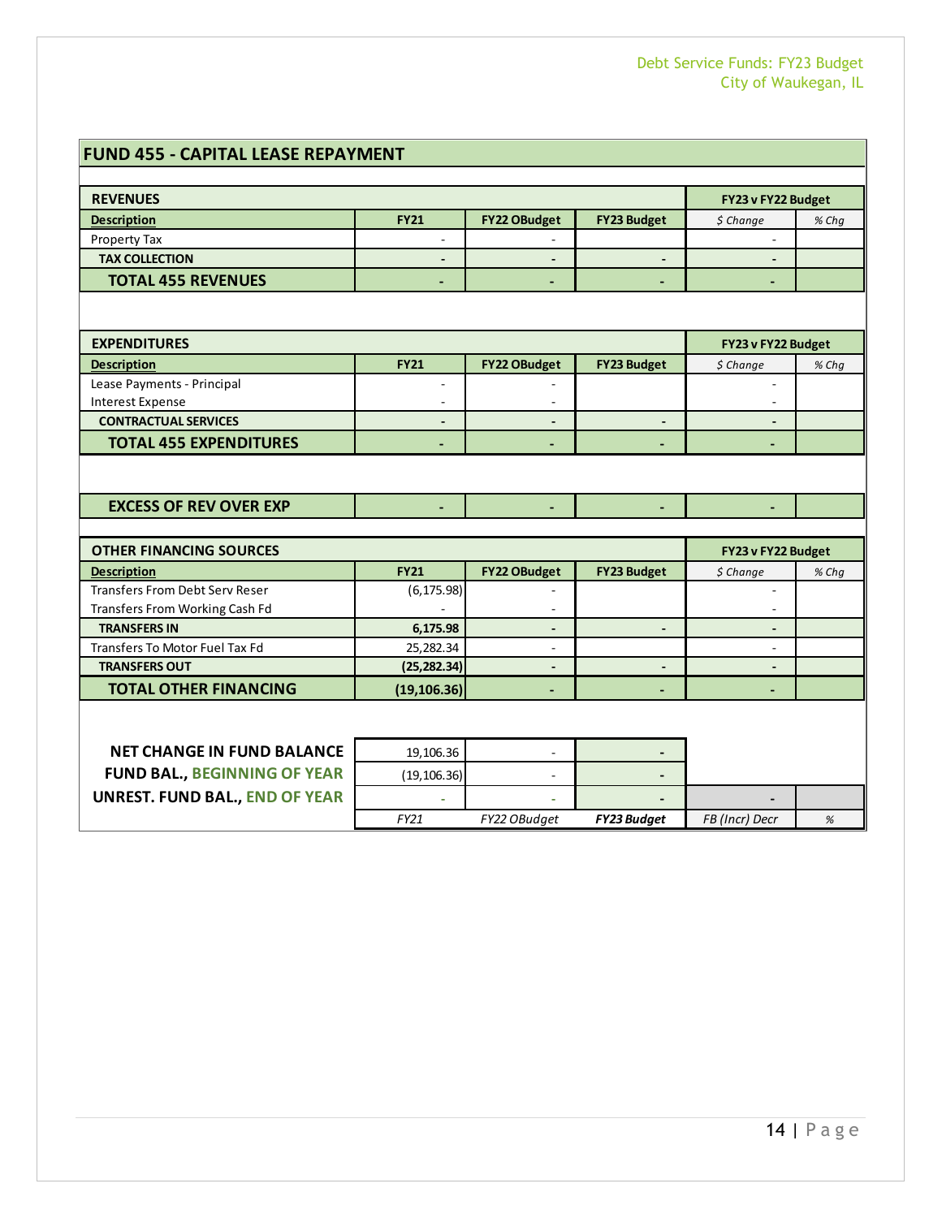## FUND 455 - CAPITAL LEASE REPAYMENT

| REVENUES | | | | FY23 v FY22 Budget | |
|---|---|---|---|---|---|
| **Description** | **FY21** | **FY22 OBudget** | **FY23 Budget** | *$ Change* | *% Chg* |
| Property Tax | - | - | | - | |
| **TAX COLLECTION** | - | - | - | - | |
| **TOTAL 455 REVENUES** | - | - | - | - | |

| EXPENDITURES | | | | FY23 v FY22 Budget | |
|---|---|---|---|---|---|
| **Description** | **FY21** | **FY22 OBudget** | **FY23 Budget** | *$ Change* | *% Chg* |
| Lease Payments - Principal | - | - | | - | |
| Interest Expense | - | - | | - | |
| **CONTRACTUAL SERVICES** | - | - | - | - | |
| **TOTAL 455 EXPENDITURES** | - | - | - | - | |

| | | | | | |
|---|---|---|---|---|---|
| **EXCESS OF REV OVER EXP** | - | - | - | - | |

| OTHER FINANCING SOURCES | | | | FY23 v FY22 Budget | |
|---|---|---|---|---|---|
| **Description** | **FY21** | **FY22 OBudget** | **FY23 Budget** | *$ Change* | *% Chg* |
| Transfers From Debt Serv Reser | (6,175.98) | - | | - | |
| Transfers From Working Cash Fd | - | - | | - | |
| **TRANSFERS IN** | **6,175.98** | - | - | - | |
| Transfers To Motor Fuel Tax Fd | 25,282.34 | - | | - | |
| **TRANSFERS OUT** | **(25,282.34)** | - | - | - | |
| **TOTAL OTHER FINANCING** | **(19,106.36)** | - | - | - | |

| | | | | | |
|---|---|---|---|---|---|
| **NET CHANGE IN FUND BALANCE** | 19,106.36 | - | - | | |
| **FUND BAL., BEGINNING OF YEAR** | (19,106.36) | - | - | | |
| **UNREST. FUND BAL., END OF YEAR** | - | - | - | - | |
| | *FY21* | *FY22 OBudget* | ***FY23 Budget*** | *FB (Incr) Decr* | *%* |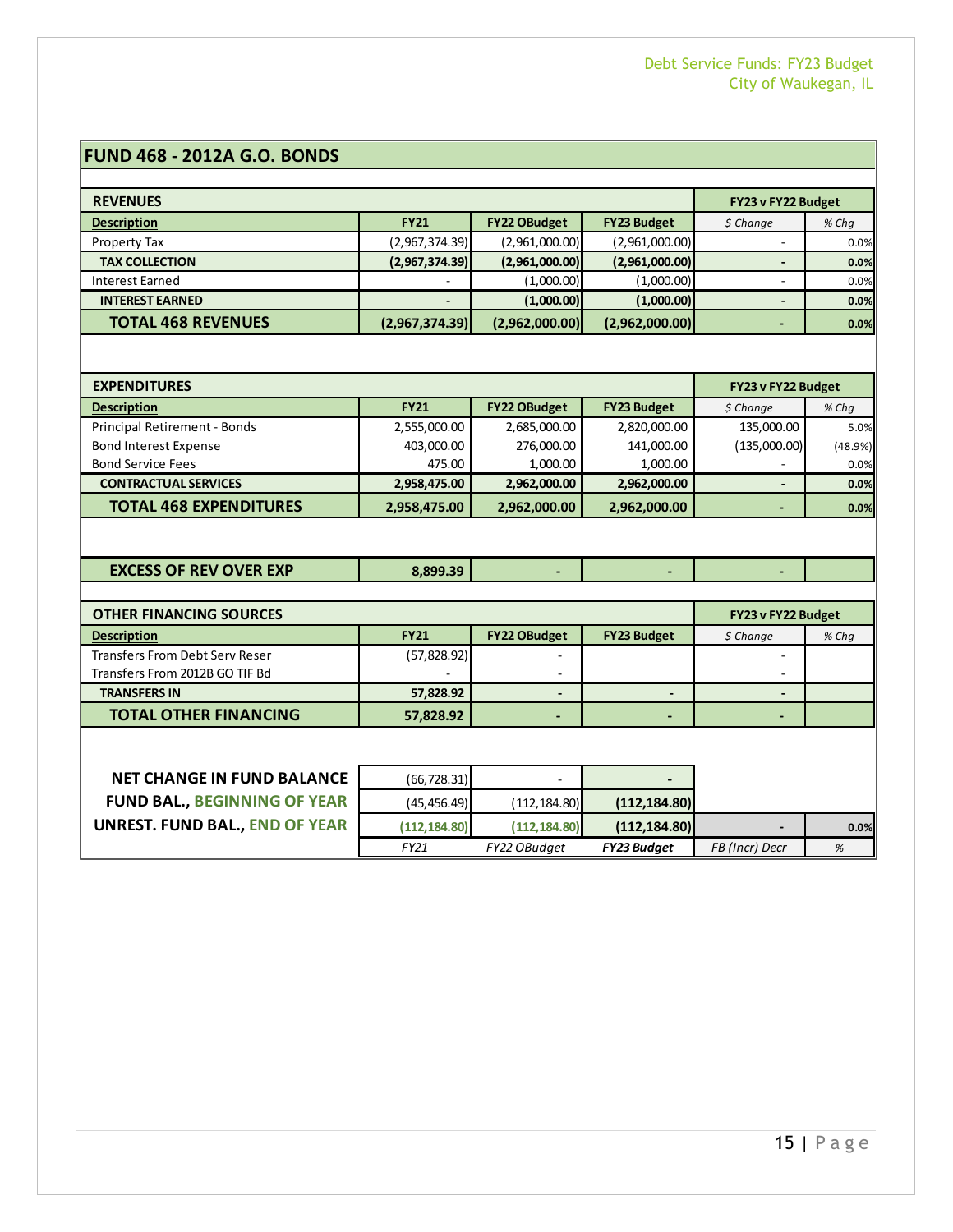## FUND 468 - 2012A G.O. BONDS

| REVENUES | | | | FY23 v FY22 Budget | |
|---|---|---|---|---|---|
| **Description** | **FY21** | **FY22 OBudget** | **FY23 Budget** | *$ Change* | *% Chg* |
| Property Tax | (2,967,374.39) | (2,961,000.00) | (2,961,000.00) | - | 0.0% |
| **TAX COLLECTION** | **(2,967,374.39)** | **(2,961,000.00)** | **(2,961,000.00)** | **-** | **0.0%** |
| Interest Earned | - | (1,000.00) | (1,000.00) | - | 0.0% |
| **INTEREST EARNED** | **-** | **(1,000.00)** | **(1,000.00)** | **-** | **0.0%** |
| **TOTAL 468 REVENUES** | **(2,967,374.39)** | **(2,962,000.00)** | **(2,962,000.00)** | **-** | **0.0%** |

| EXPENDITURES | | | | FY23 v FY22 Budget | |
|---|---|---|---|---|---|
| **Description** | **FY21** | **FY22 OBudget** | **FY23 Budget** | *$ Change* | *% Chg* |
| Principal Retirement - Bonds | 2,555,000.00 | 2,685,000.00 | 2,820,000.00 | 135,000.00 | 5.0% |
| Bond Interest Expense | 403,000.00 | 276,000.00 | 141,000.00 | (135,000.00) | (48.9%) |
| Bond Service Fees | 475.00 | 1,000.00 | 1,000.00 | - | 0.0% |
| **CONTRACTUAL SERVICES** | **2,958,475.00** | **2,962,000.00** | **2,962,000.00** | **-** | **0.0%** |
| **TOTAL 468 EXPENDITURES** | **2,958,475.00** | **2,962,000.00** | **2,962,000.00** | **-** | **0.0%** |

| | | | | | |
|---|---|---|---|---|---|
| **EXCESS OF REV OVER EXP** | **8,899.39** | **-** | **-** | **-** | |

| OTHER FINANCING SOURCES | | | | FY23 v FY22 Budget | |
|---|---|---|---|---|---|
| **Description** | **FY21** | **FY22 OBudget** | **FY23 Budget** | *$ Change* | *% Chg* |
| Transfers From Debt Serv Reser | (57,828.92) | - | | - | |
| Transfers From 2012B GO TIF Bd | - | - | | - | |
| **TRANSFERS IN** | **57,828.92** | **-** | **-** | **-** | |
| **TOTAL OTHER FINANCING** | **57,828.92** | **-** | **-** | **-** | |

| | | | | | |
|---|---|---|---|---|---|
| **NET CHANGE IN FUND BALANCE** | (66,728.31) | - | **-** | | |
| **FUND BAL., BEGINNING OF YEAR** | (45,456.49) | (112,184.80) | **(112,184.80)** | | |
| **UNREST. FUND BAL., END OF YEAR** | **(112,184.80)** | **(112,184.80)** | **(112,184.80)** | **-** | **0.0%** |
| | *FY21* | *FY22 OBudget* | ***FY23 Budget*** | *FB (Incr) Decr* | *%* |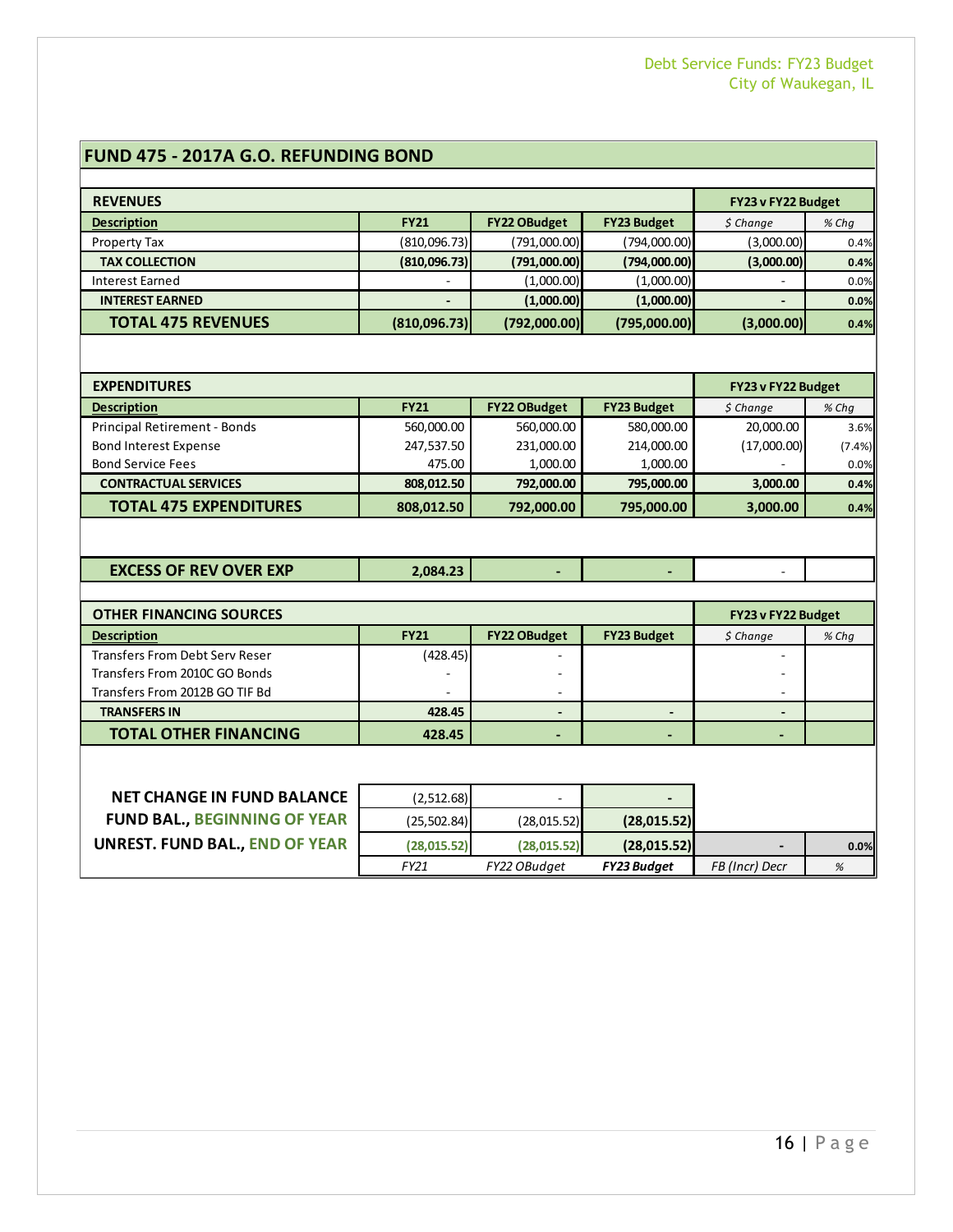## FUND 475 - 2017A G.O. REFUNDING BOND

| REVENUES | | | | FY23 v FY22 Budget | |
|---|---|---|---|---|---|
| **Description** | **FY21** | **FY22 OBudget** | **FY23 Budget** | *$ Change* | *% Chg* |
| Property Tax | (810,096.73) | (791,000.00) | (794,000.00) | (3,000.00) | 0.4% |
| **TAX COLLECTION** | **(810,096.73)** | **(791,000.00)** | **(794,000.00)** | **(3,000.00)** | **0.4%** |
| Interest Earned | - | (1,000.00) | (1,000.00) | - | 0.0% |
| **INTEREST EARNED** | **-** | **(1,000.00)** | **(1,000.00)** | **-** | **0.0%** |
| **TOTAL 475 REVENUES** | **(810,096.73)** | **(792,000.00)** | **(795,000.00)** | **(3,000.00)** | **0.4%** |

| EXPENDITURES | | | | FY23 v FY22 Budget | |
|---|---|---|---|---|---|
| **Description** | **FY21** | **FY22 OBudget** | **FY23 Budget** | *$ Change* | *% Chg* |
| Principal Retirement - Bonds | 560,000.00 | 560,000.00 | 580,000.00 | 20,000.00 | 3.6% |
| Bond Interest Expense | 247,537.50 | 231,000.00 | 214,000.00 | (17,000.00) | (7.4%) |
| Bond Service Fees | 475.00 | 1,000.00 | 1,000.00 | - | 0.0% |
| **CONTRACTUAL SERVICES** | **808,012.50** | **792,000.00** | **795,000.00** | **3,000.00** | **0.4%** |
| **TOTAL 475 EXPENDITURES** | **808,012.50** | **792,000.00** | **795,000.00** | **3,000.00** | **0.4%** |

| | | | | | |
|---|---|---|---|---|---|
| **EXCESS OF REV OVER EXP** | **2,084.23** | **-** | **-** | - | |

| OTHER FINANCING SOURCES | | | | FY23 v FY22 Budget | |
|---|---|---|---|---|---|
| **Description** | **FY21** | **FY22 OBudget** | **FY23 Budget** | *$ Change* | *% Chg* |
| Transfers From Debt Serv Reser | (428.45) | - | | - | |
| Transfers From 2010C GO Bonds | - | - | | - | |
| Transfers From 2012B GO TIF Bd | - | - | | - | |
| **TRANSFERS IN** | **428.45** | **-** | **-** | **-** | |
| **TOTAL OTHER FINANCING** | **428.45** | **-** | **-** | **-** | |

| | | | | | |
|---|---|---|---|---|---|
| **NET CHANGE IN FUND BALANCE** | (2,512.68) | - | **-** | | |
| **FUND BAL., BEGINNING OF YEAR** | (25,502.84) | (28,015.52) | **(28,015.52)** | | |
| **UNREST. FUND BAL., END OF YEAR** | **(28,015.52)** | **(28,015.52)** | **(28,015.52)** | **-** | **0.0%** |
| | *FY21* | *FY22 OBudget* | ***FY23 Budget*** | *FB (Incr) Decr* | *%* |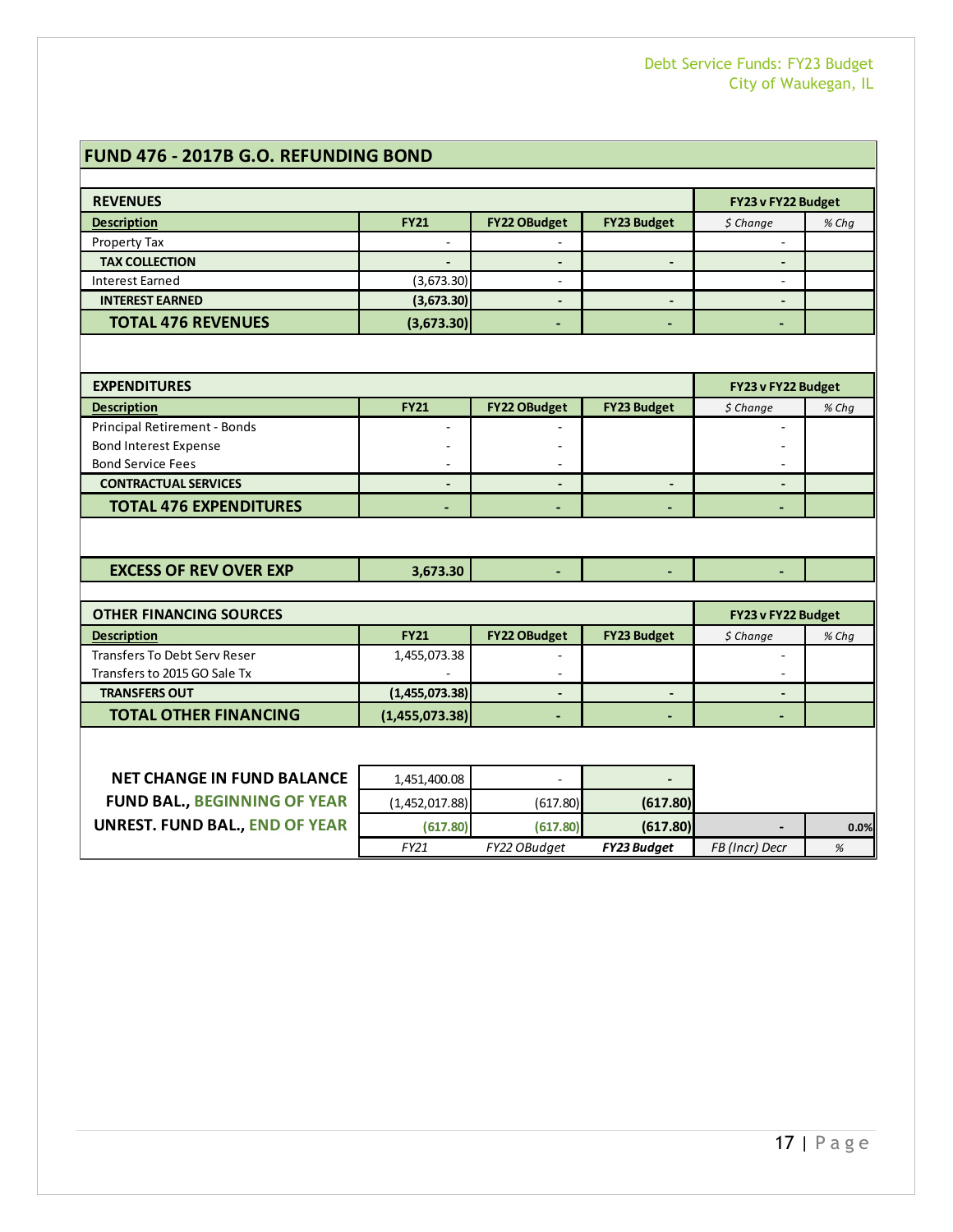## FUND 476 - 2017B G.O. REFUNDING BOND

| REVENUES | | | | FY23 v FY22 Budget | |
|---|---|---|---|---|---|
| **Description** | **FY21** | **FY22 OBudget** | **FY23 Budget** | *$ Change* | *% Chg* |
| Property Tax | - | - | | - | |
| **TAX COLLECTION** | **-** | **-** | **-** | **-** | |
| Interest Earned | (3,673.30) | - | | - | |
| **INTEREST EARNED** | **(3,673.30)** | **-** | **-** | **-** | |
| **TOTAL 476 REVENUES** | **(3,673.30)** | **-** | **-** | **-** | |

| EXPENDITURES | | | | FY23 v FY22 Budget | |
|---|---|---|---|---|---|
| **Description** | **FY21** | **FY22 OBudget** | **FY23 Budget** | *$ Change* | *% Chg* |
| Principal Retirement - Bonds | - | - | | - | |
| Bond Interest Expense | - | - | | - | |
| Bond Service Fees | - | - | | - | |
| **CONTRACTUAL SERVICES** | **-** | **-** | **-** | **-** | |
| **TOTAL 476 EXPENDITURES** | **-** | **-** | **-** | **-** | |

| | | | | | |
|---|---|---|---|---|---|
| **EXCESS OF REV OVER EXP** | **3,673.30** | **-** | **-** | **-** | |

| OTHER FINANCING SOURCES | | | | FY23 v FY22 Budget | |
|---|---|---|---|---|---|
| **Description** | **FY21** | **FY22 OBudget** | **FY23 Budget** | *$ Change* | *% Chg* |
| Transfers To Debt Serv Reser | 1,455,073.38 | - | | - | |
| Transfers to 2015 GO Sale Tx | - | - | | - | |
| **TRANSFERS OUT** | **(1,455,073.38)** | **-** | **-** | **-** | |
| **TOTAL OTHER FINANCING** | **(1,455,073.38)** | **-** | **-** | **-** | |

| | | | | | |
|---|---|---|---|---|---|
| **NET CHANGE IN FUND BALANCE** | 1,451,400.08 | - | **-** | | |
| **FUND BAL., BEGINNING OF YEAR** | (1,452,017.88) | (617.80) | **(617.80)** | | |
| **UNREST. FUND BAL., END OF YEAR** | **(617.80)** | **(617.80)** | **(617.80)** | **-** | **0.0%** |
| | *FY21* | *FY22 OBudget* | ***FY23 Budget*** | *FB (Incr) Decr* | *%* |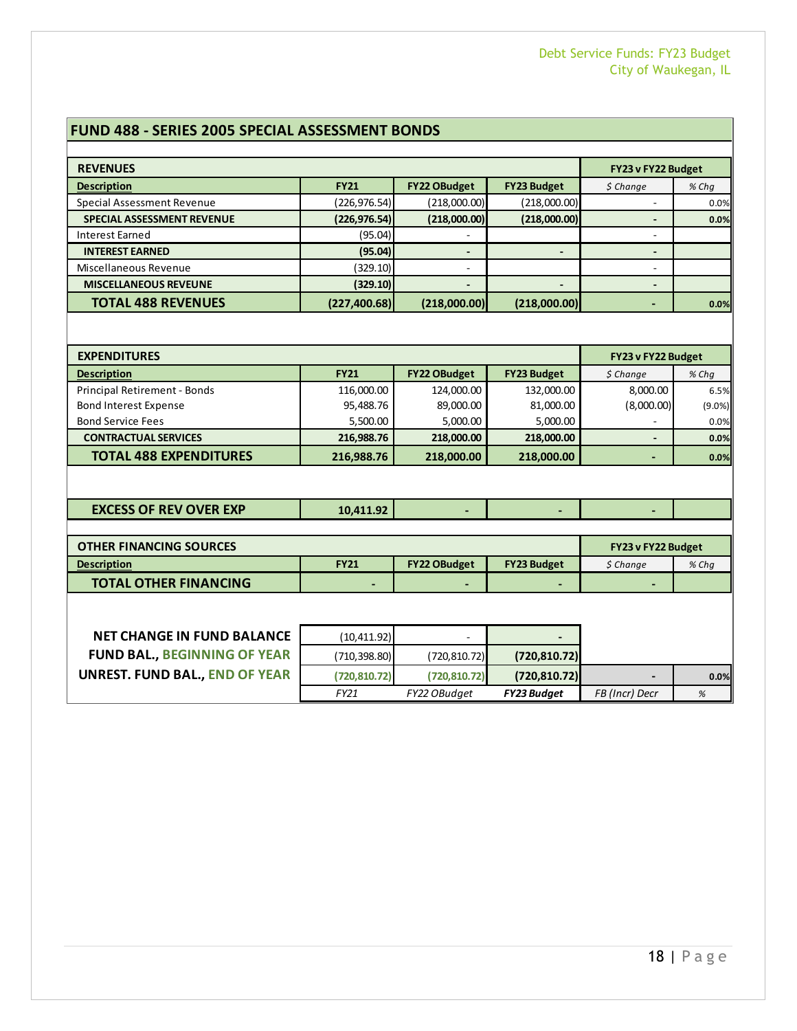## FUND 488 - SERIES 2005 SPECIAL ASSESSMENT BONDS

| REVENUES | | | | FY23 v FY22 Budget | |
|---|---|---|---|---|---|
| **Description** | **FY21** | **FY22 OBudget** | **FY23 Budget** | *$ Change* | *% Chg* |
| Special Assessment Revenue | (226,976.54) | (218,000.00) | (218,000.00) | - | 0.0% |
| **SPECIAL ASSESSMENT REVENUE** | **(226,976.54)** | **(218,000.00)** | **(218,000.00)** | **-** | **0.0%** |
| Interest Earned | (95.04) | - | | - | |
| **INTEREST EARNED** | **(95.04)** | **-** | **-** | **-** | |
| Miscellaneous Revenue | (329.10) | - | | - | |
| **MISCELLANEOUS REVEUNE** | **(329.10)** | **-** | **-** | **-** | |
| **TOTAL 488 REVENUES** | **(227,400.68)** | **(218,000.00)** | **(218,000.00)** | **-** | **0.0%** |

| EXPENDITURES | | | | FY23 v FY22 Budget | |
|---|---|---|---|---|---|
| **Description** | **FY21** | **FY22 OBudget** | **FY23 Budget** | *$ Change* | *% Chg* |
| Principal Retirement - Bonds | 116,000.00 | 124,000.00 | 132,000.00 | 8,000.00 | 6.5% |
| Bond Interest Expense | 95,488.76 | 89,000.00 | 81,000.00 | (8,000.00) | (9.0%) |
| Bond Service Fees | 5,500.00 | 5,000.00 | 5,000.00 | - | 0.0% |
| **CONTRACTUAL SERVICES** | **216,988.76** | **218,000.00** | **218,000.00** | **-** | **0.0%** |
| **TOTAL 488 EXPENDITURES** | **216,988.76** | **218,000.00** | **218,000.00** | **-** | **0.0%** |

| | | | | | |
|---|---|---|---|---|---|
| **EXCESS OF REV OVER EXP** | **10,411.92** | **-** | **-** | **-** | |

| OTHER FINANCING SOURCES | | | | FY23 v FY22 Budget | |
|---|---|---|---|---|---|
| **Description** | **FY21** | **FY22 OBudget** | **FY23 Budget** | *$ Change* | *% Chg* |
| **TOTAL OTHER FINANCING** | **-** | **-** | **-** | **-** | |

| | | | | | |
|---|---|---|---|---|---|
| **NET CHANGE IN FUND BALANCE** | (10,411.92) | - | **-** | | |
| **FUND BAL., BEGINNING OF YEAR** | (710,398.80) | (720,810.72) | **(720,810.72)** | | |
| **UNREST. FUND BAL., END OF YEAR** | **(720,810.72)** | **(720,810.72)** | **(720,810.72)** | **-** | **0.0%** |
| | *FY21* | *FY22 OBudget* | ***FY23 Budget*** | *FB (Incr) Decr* | *%* |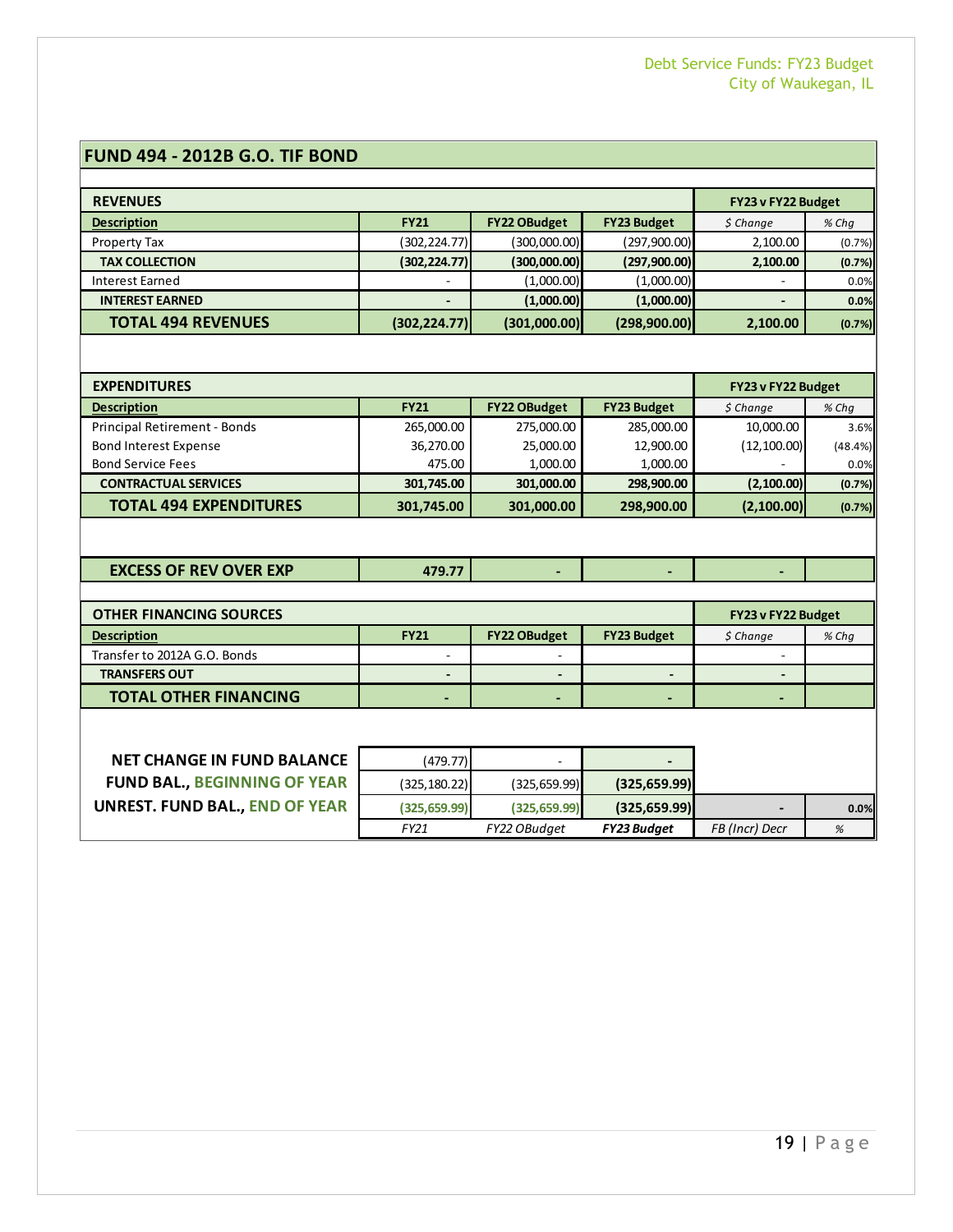## FUND 494 - 2012B G.O. TIF BOND

| REVENUES | | | | FY23 v FY22 Budget | |
|---|---|---|---|---|---|
| **Description** | **FY21** | **FY22 OBudget** | **FY23 Budget** | *$ Change* | *% Chg* |
| Property Tax | (302,224.77) | (300,000.00) | (297,900.00) | 2,100.00 | (0.7%) |
| **TAX COLLECTION** | **(302,224.77)** | **(300,000.00)** | **(297,900.00)** | **2,100.00** | **(0.7%)** |
| Interest Earned | - | (1,000.00) | (1,000.00) | - | 0.0% |
| **INTEREST EARNED** | **-** | **(1,000.00)** | **(1,000.00)** | **-** | **0.0%** |
| **TOTAL 494 REVENUES** | **(302,224.77)** | **(301,000.00)** | **(298,900.00)** | **2,100.00** | **(0.7%)** |

| EXPENDITURES | | | | FY23 v FY22 Budget | |
|---|---|---|---|---|---|
| **Description** | **FY21** | **FY22 OBudget** | **FY23 Budget** | *$ Change* | *% Chg* |
| Principal Retirement - Bonds | 265,000.00 | 275,000.00 | 285,000.00 | 10,000.00 | 3.6% |
| Bond Interest Expense | 36,270.00 | 25,000.00 | 12,900.00 | (12,100.00) | (48.4%) |
| Bond Service Fees | 475.00 | 1,000.00 | 1,000.00 | - | 0.0% |
| **CONTRACTUAL SERVICES** | **301,745.00** | **301,000.00** | **298,900.00** | **(2,100.00)** | **(0.7%)** |
| **TOTAL 494 EXPENDITURES** | **301,745.00** | **301,000.00** | **298,900.00** | **(2,100.00)** | **(0.7%)** |

| | | | | | |
|---|---|---|---|---|---|
| **EXCESS OF REV OVER EXP** | **479.77** | **-** | **-** | **-** | |

| OTHER FINANCING SOURCES | | | | FY23 v FY22 Budget | |
|---|---|---|---|---|---|
| **Description** | **FY21** | **FY22 OBudget** | **FY23 Budget** | *$ Change* | *% Chg* |
| Transfer to 2012A G.O. Bonds | - | - | | - | |
| **TRANSFERS OUT** | **-** | **-** | **-** | **-** | |
| **TOTAL OTHER FINANCING** | **-** | **-** | **-** | **-** | |

| | | | | | |
|---|---|---|---|---|---|
| **NET CHANGE IN FUND BALANCE** | (479.77) | - | **-** | | |
| **FUND BAL., BEGINNING OF YEAR** | (325,180.22) | (325,659.99) | **(325,659.99)** | | |
| **UNREST. FUND BAL., END OF YEAR** | **(325,659.99)** | **(325,659.99)** | **(325,659.99)** | **-** | **0.0%** |
| | *FY21* | *FY22 OBudget* | ***FY23 Budget*** | *FB (Incr) Decr* | *%* |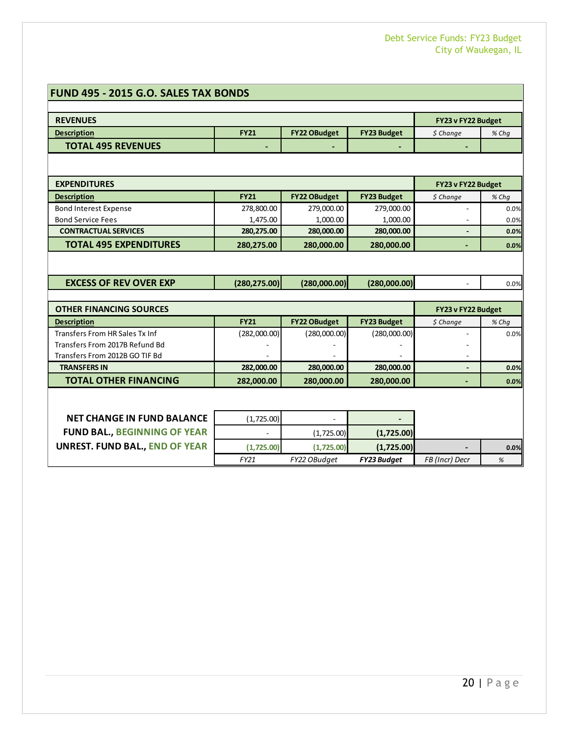## FUND 495 - 2015 G.O. SALES TAX BONDS

| REVENUES | | | | FY23 v FY22 Budget | |
|---|---|---|---|---|---|
| Description | FY21 | FY22 OBudget | FY23 Budget | $ Change | % Chg |
| **TOTAL 495 REVENUES** | - | - | - | - | |

| EXPENDITURES | | | | FY23 v FY22 Budget | |
|---|---|---|---|---|---|
| Description | FY21 | FY22 OBudget | FY23 Budget | $ Change | % Chg |
| Bond Interest Expense | 278,800.00 | 279,000.00 | 279,000.00 | - | 0.0% |
| Bond Service Fees | 1,475.00 | 1,000.00 | 1,000.00 | - | 0.0% |
| **CONTRACTUAL SERVICES** | **280,275.00** | **280,000.00** | **280,000.00** | - | **0.0%** |
| **TOTAL 495 EXPENDITURES** | **280,275.00** | **280,000.00** | **280,000.00** | - | **0.0%** |

| | FY21 | FY22 OBudget | FY23 Budget | $ Change | % Chg |
|---|---|---|---|---|---|
| **EXCESS OF REV OVER EXP** | **(280,275.00)** | **(280,000.00)** | **(280,000.00)** | - | 0.0% |

| OTHER FINANCING SOURCES | | | | FY23 v FY22 Budget | |
|---|---|---|---|---|---|
| Description | FY21 | FY22 OBudget | FY23 Budget | $ Change | % Chg |
| Transfers From HR Sales Tx Inf | (282,000.00) | (280,000.00) | (280,000.00) | - | 0.0% |
| Transfers From 2017B Refund Bd | - | - | - | - | |
| Transfers From 2012B GO TIF Bd | - | - | - | - | |
| **TRANSFERS IN** | **282,000.00** | **280,000.00** | **280,000.00** | - | **0.0%** |
| **TOTAL OTHER FINANCING** | **282,000.00** | **280,000.00** | **280,000.00** | - | **0.0%** |

| | FY21 | FY22 OBudget | FY23 Budget | FB (Incr) Decr | % |
|---|---|---|---|---|---|
| **NET CHANGE IN FUND BALANCE** | (1,725.00) | - | - | | |
| **FUND BAL., BEGINNING OF YEAR** | - | (1,725.00) | **(1,725.00)** | | |
| **UNREST. FUND BAL., END OF YEAR** | **(1,725.00)** | **(1,725.00)** | **(1,725.00)** | - | **0.0%** |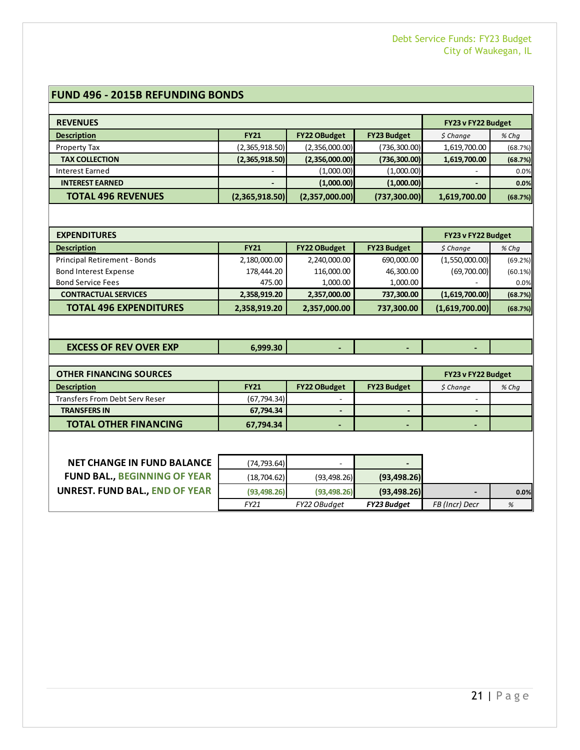## FUND 496 - 2015B REFUNDING BONDS

| REVENUES | | | | FY23 v FY22 Budget | |
|---|---|---|---|---|---|
| **Description** | **FY21** | **FY22 OBudget** | **FY23 Budget** | *$ Change* | *% Chg* |
| Property Tax | (2,365,918.50) | (2,356,000.00) | (736,300.00) | 1,619,700.00 | (68.7%) |
| **TAX COLLECTION** | **(2,365,918.50)** | **(2,356,000.00)** | **(736,300.00)** | **1,619,700.00** | **(68.7%)** |
| Interest Earned | - | (1,000.00) | (1,000.00) | - | 0.0% |
| **INTEREST EARNED** | **-** | **(1,000.00)** | **(1,000.00)** | **-** | **0.0%** |
| **TOTAL 496 REVENUES** | **(2,365,918.50)** | **(2,357,000.00)** | **(737,300.00)** | **1,619,700.00** | **(68.7%)** |

| EXPENDITURES | | | | FY23 v FY22 Budget | |
|---|---|---|---|---|---|
| **Description** | **FY21** | **FY22 OBudget** | **FY23 Budget** | *$ Change* | *% Chg* |
| Principal Retirement - Bonds | 2,180,000.00 | 2,240,000.00 | 690,000.00 | (1,550,000.00) | (69.2%) |
| Bond Interest Expense | 178,444.20 | 116,000.00 | 46,300.00 | (69,700.00) | (60.1%) |
| Bond Service Fees | 475.00 | 1,000.00 | 1,000.00 | - | 0.0% |
| **CONTRACTUAL SERVICES** | **2,358,919.20** | **2,357,000.00** | **737,300.00** | **(1,619,700.00)** | **(68.7%)** |
| **TOTAL 496 EXPENDITURES** | **2,358,919.20** | **2,357,000.00** | **737,300.00** | **(1,619,700.00)** | **(68.7%)** |

| | | | | | |
|---|---|---|---|---|---|
| **EXCESS OF REV OVER EXP** | **6,999.30** | **-** | **-** | **-** | |

| OTHER FINANCING SOURCES | | | | FY23 v FY22 Budget | |
|---|---|---|---|---|---|
| **Description** | **FY21** | **FY22 OBudget** | **FY23 Budget** | *$ Change* | *% Chg* |
| Transfers From Debt Serv Reser | (67,794.34) | - | | - | |
| **TRANSFERS IN** | **67,794.34** | **-** | **-** | **-** | |
| **TOTAL OTHER FINANCING** | **67,794.34** | **-** | **-** | **-** | |

| | | | | | |
|---|---|---|---|---|---|
| **NET CHANGE IN FUND BALANCE** | (74,793.64) | - | **-** | | |
| **FUND BAL., BEGINNING OF YEAR** | (18,704.62) | (93,498.26) | **(93,498.26)** | | |
| **UNREST. FUND BAL., END OF YEAR** | **(93,498.26)** | **(93,498.26)** | **(93,498.26)** | **-** | **0.0%** |
| | *FY21* | *FY22 OBudget* | ***FY23 Budget*** | *FB (Incr) Decr* | *%* |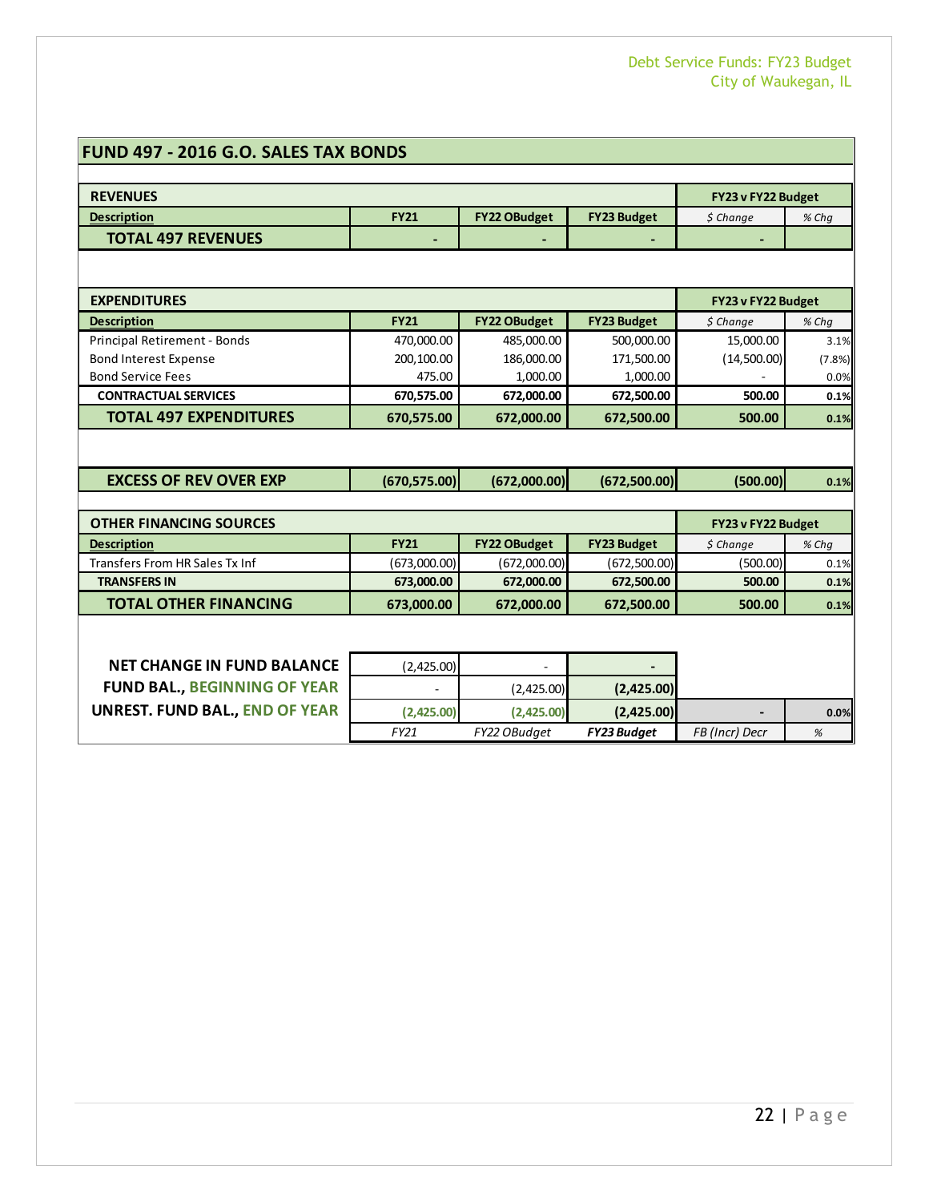## FUND 497 - 2016 G.O. SALES TAX BONDS

| REVENUES | | | | FY23 v FY22 Budget | |
|---|---|---|---|---|---|
| **Description** | **FY21** | **FY22 OBudget** | **FY23 Budget** | *$ Change* | *% Chg* |
| **TOTAL 497 REVENUES** | - | - | - | - | |

| EXPENDITURES | | | | FY23 v FY22 Budget | |
|---|---|---|---|---|---|
| **Description** | **FY21** | **FY22 OBudget** | **FY23 Budget** | *$ Change* | *% Chg* |
| Principal Retirement - Bonds | 470,000.00 | 485,000.00 | 500,000.00 | 15,000.00 | 3.1% |
| Bond Interest Expense | 200,100.00 | 186,000.00 | 171,500.00 | (14,500.00) | (7.8%) |
| Bond Service Fees | 475.00 | 1,000.00 | 1,000.00 | - | 0.0% |
| **CONTRACTUAL SERVICES** | **670,575.00** | **672,000.00** | **672,500.00** | **500.00** | **0.1%** |
| **TOTAL 497 EXPENDITURES** | **670,575.00** | **672,000.00** | **672,500.00** | **500.00** | **0.1%** |

| | | | | | |
|---|---|---|---|---|---|
| **EXCESS OF REV OVER EXP** | **(670,575.00)** | **(672,000.00)** | **(672,500.00)** | **(500.00)** | **0.1%** |

| OTHER FINANCING SOURCES | | | | FY23 v FY22 Budget | |
|---|---|---|---|---|---|
| **Description** | **FY21** | **FY22 OBudget** | **FY23 Budget** | *$ Change* | *% Chg* |
| Transfers From HR Sales Tx Inf | (673,000.00) | (672,000.00) | (672,500.00) | (500.00) | 0.1% |
| **TRANSFERS IN** | **673,000.00** | **672,000.00** | **672,500.00** | **500.00** | **0.1%** |
| **TOTAL OTHER FINANCING** | **673,000.00** | **672,000.00** | **672,500.00** | **500.00** | **0.1%** |

| | | | | | |
|---|---|---|---|---|---|
| **NET CHANGE IN FUND BALANCE** | (2,425.00) | - | - | | |
| **FUND BAL., BEGINNING OF YEAR** | - | (2,425.00) | **(2,425.00)** | | |
| **UNREST. FUND BAL., END OF YEAR** | **(2,425.00)** | **(2,425.00)** | **(2,425.00)** | - | **0.0%** |
| | *FY21* | *FY22 OBudget* | ***FY23 Budget*** | *FB (Incr) Decr* | *%* |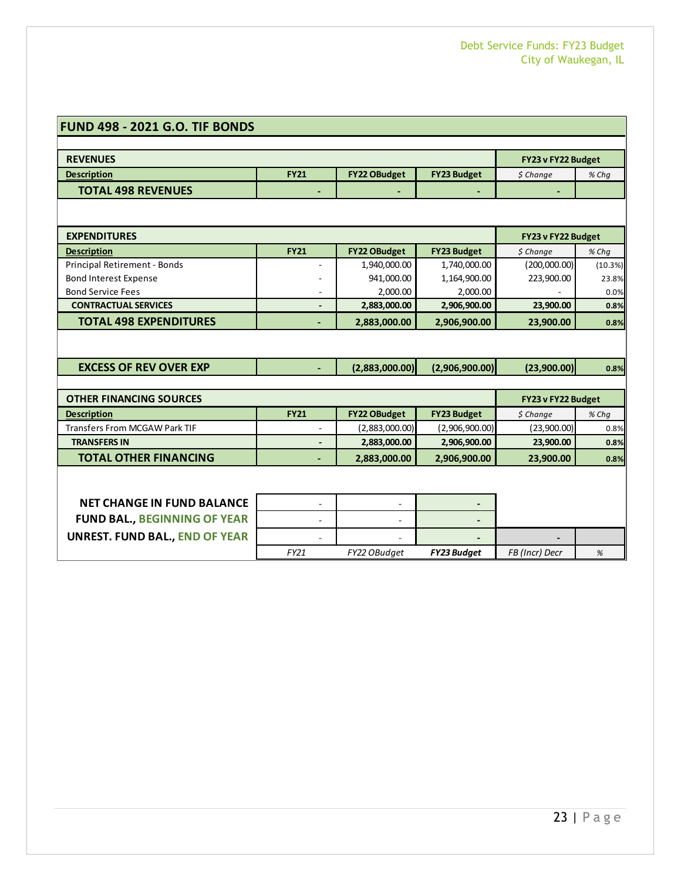## FUND 498 - 2021 G.O. TIF BONDS

| REVENUES | | | | FY23 v FY22 Budget | |
|---|---|---|---|---|---|
| **Description** | **FY21** | **FY22 OBudget** | **FY23 Budget** | *$ Change* | *% Chg* |
| **TOTAL 498 REVENUES** | - | - | - | - | |

| EXPENDITURES | | | | FY23 v FY22 Budget | |
|---|---|---|---|---|---|
| **Description** | **FY21** | **FY22 OBudget** | **FY23 Budget** | *$ Change* | *% Chg* |
| Principal Retirement - Bonds | - | 1,940,000.00 | 1,740,000.00 | (200,000.00) | (10.3%) |
| Bond Interest Expense | - | 941,000.00 | 1,164,900.00 | 223,900.00 | 23.8% |
| Bond Service Fees | - | 2,000.00 | 2,000.00 | - | 0.0% |
| **CONTRACTUAL SERVICES** | - | **2,883,000.00** | **2,906,900.00** | **23,900.00** | **0.8%** |
| **TOTAL 498 EXPENDITURES** | - | **2,883,000.00** | **2,906,900.00** | **23,900.00** | **0.8%** |

| | | | | | |
|---|---|---|---|---|---|
| **EXCESS OF REV OVER EXP** | - | **(2,883,000.00)** | **(2,906,900.00)** | **(23,900.00)** | **0.8%** |

| OTHER FINANCING SOURCES | | | | FY23 v FY22 Budget | |
|---|---|---|---|---|---|
| **Description** | **FY21** | **FY22 OBudget** | **FY23 Budget** | *$ Change* | *% Chg* |
| Transfers From MCGAW Park TIF | - | (2,883,000.00) | (2,906,900.00) | (23,900.00) | 0.8% |
| **TRANSFERS IN** | - | **2,883,000.00** | **2,906,900.00** | **23,900.00** | **0.8%** |
| **TOTAL OTHER FINANCING** | - | **2,883,000.00** | **2,906,900.00** | **23,900.00** | **0.8%** |

| | | | | | |
|---|---|---|---|---|---|
| **NET CHANGE IN FUND BALANCE** | - | - | - | | |
| **FUND BAL., BEGINNING OF YEAR** | - | - | - | | |
| **UNREST. FUND BAL., END OF YEAR** | - | - | - | - | |
| | *FY21* | *FY22 OBudget* | ***FY23 Budget*** | *FB (Incr) Decr* | *%* |